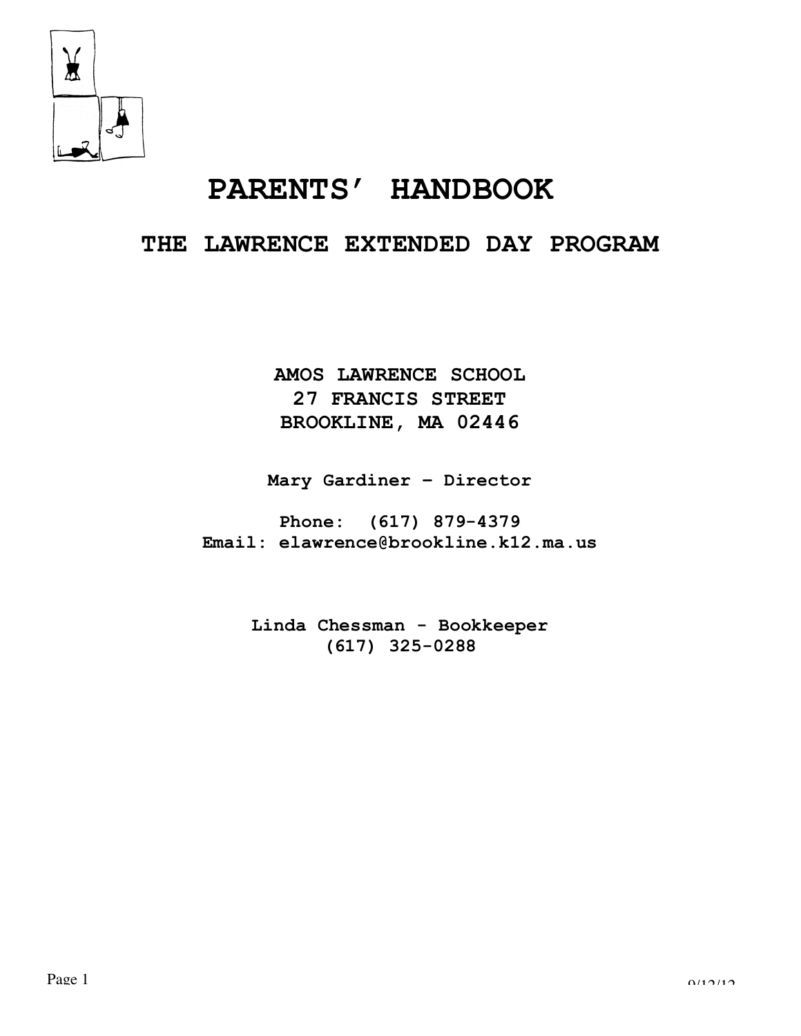# PARENTS' HANDBOOK

## THE LAWRENCE EXTENDED DAY PROGRAM

**AMOS LAWRENCE SCHOOL**
**27 FRANCIS STREET**
**BROOKLINE, MA 02446**

**Mary Gardiner – Director**

**Phone: (617) 879-4379**
**Email: elawrence@brookline.k12.ma.us**

**Linda Chessman - Bookkeeper**
**(617) 325-0288**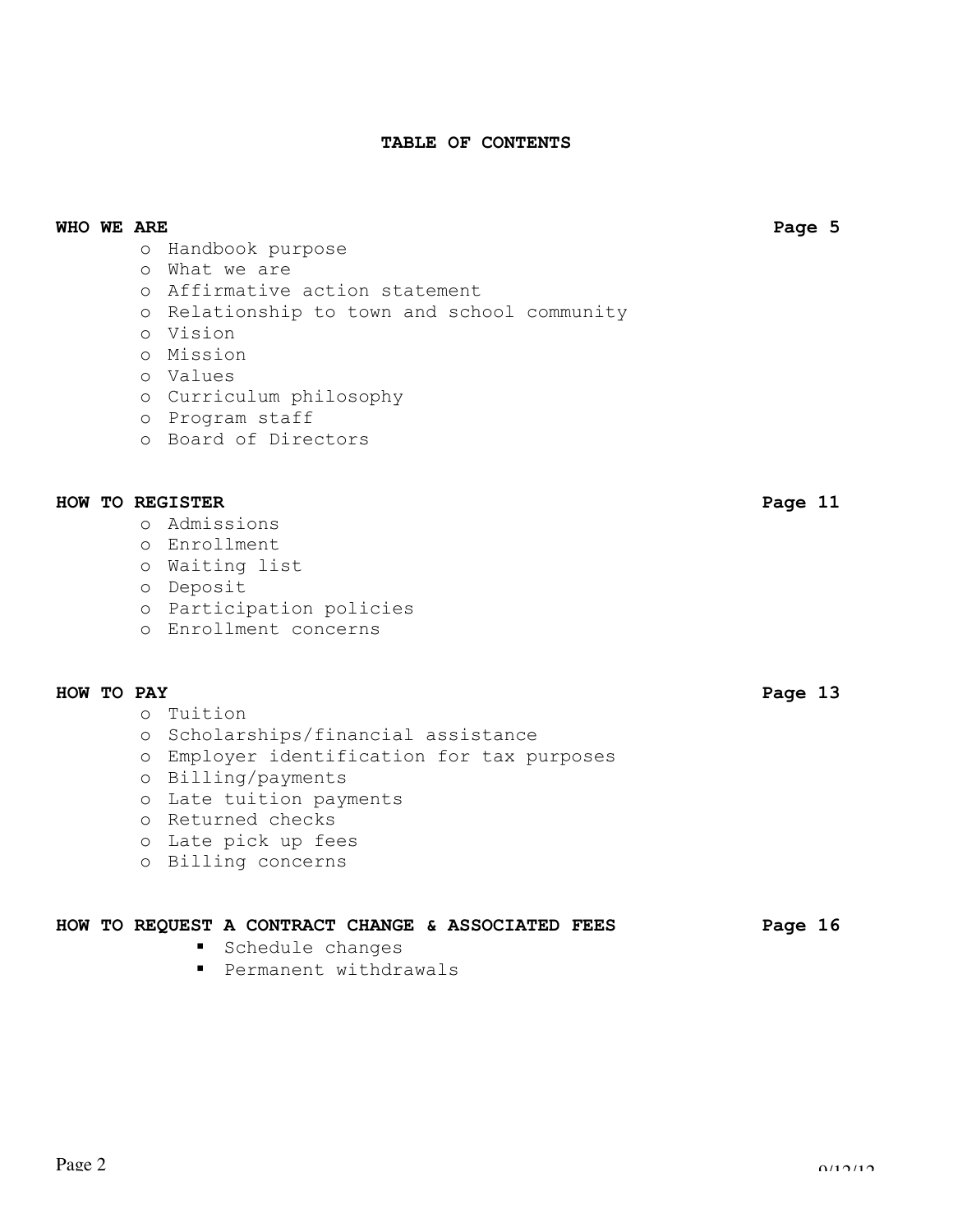# TABLE OF CONTENTS

**WHO WE ARE** — **Page 5**

- Handbook purpose
- What we are
- Affirmative action statement
- Relationship to town and school community
- Vision
- Mission
- Values
- Curriculum philosophy
- Program staff
- Board of Directors

**HOW TO REGISTER** — **Page 11**

- Admissions
- Enrollment
- Waiting list
- Deposit
- Participation policies
- Enrollment concerns

**HOW TO PAY** — **Page 13**

- Tuition
- Scholarships/financial assistance
- Employer identification for tax purposes
- Billing/payments
- Late tuition payments
- Returned checks
- Late pick up fees
- Billing concerns

**HOW TO REQUEST A CONTRACT CHANGE & ASSOCIATED FEES** — **Page 16**

- Schedule changes
- Permanent withdrawals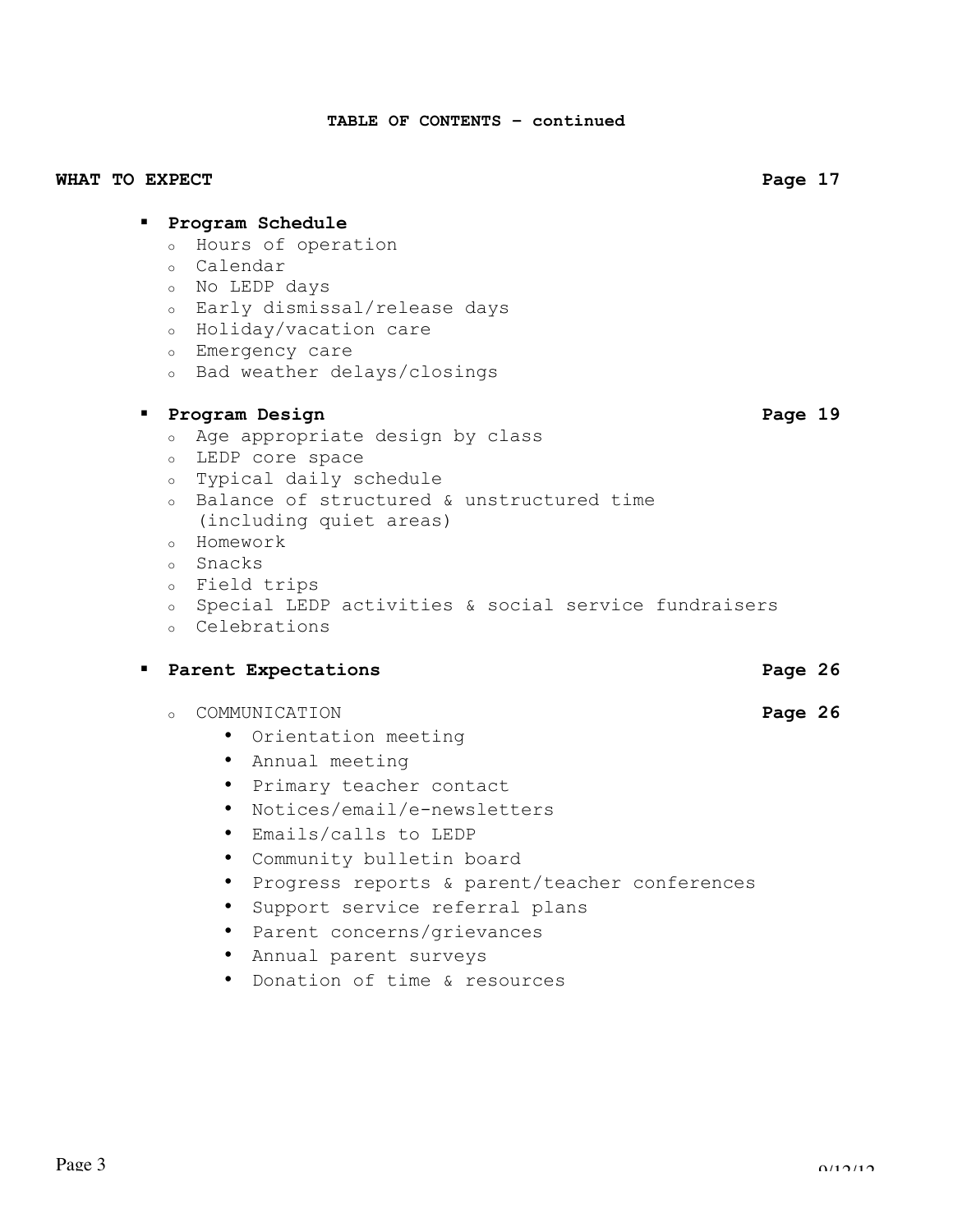**TABLE OF CONTENTS – continued**

**WHAT TO EXPECT** **Page 17**

- **Program Schedule**
  - Hours of operation
  - Calendar
  - No LEDP days
  - Early dismissal/release days
  - Holiday/vacation care
  - Emergency care
  - Bad weather delays/closings

- **Program Design** **Page 19**
  - Age appropriate design by class
  - LEDP core space
  - Typical daily schedule
  - Balance of structured & unstructured time (including quiet areas)
  - Homework
  - Snacks
  - Field trips
  - Special LEDP activities & social service fundraisers
  - Celebrations

- **Parent Expectations** **Page 26**

  - COMMUNICATION **Page 26**
    - Orientation meeting
    - Annual meeting
    - Primary teacher contact
    - Notices/email/e-newsletters
    - Emails/calls to LEDP
    - Community bulletin board
    - Progress reports & parent/teacher conferences
    - Support service referral plans
    - Parent concerns/grievances
    - Annual parent surveys
    - Donation of time & resources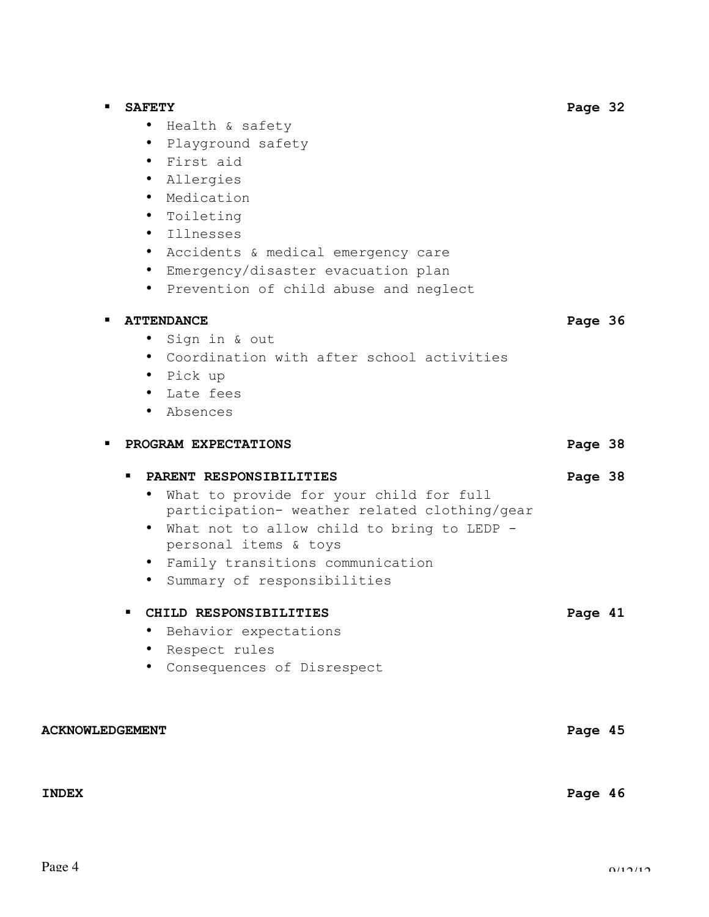- **SAFETY** **Page 32**
    - Health & safety
    - Playground safety
    - First aid
    - Allergies
    - Medication
    - Toileting
    - Illnesses
    - Accidents & medical emergency care
    - Emergency/disaster evacuation plan
    - Prevention of child abuse and neglect

- **ATTENDANCE** **Page 36**
    - Sign in & out
    - Coordination with after school activities
    - Pick up
    - Late fees
    - Absences

- **PROGRAM EXPECTATIONS** **Page 38**

    - **PARENT RESPONSIBILITIES** **Page 38**
        - What to provide for your child for full participation- weather related clothing/gear
        - What not to allow child to bring to LEDP - personal items & toys
        - Family transitions communication
        - Summary of responsibilities

    - **CHILD RESPONSIBILITIES** **Page 41**
        - Behavior expectations
        - Respect rules
        - Consequences of Disrespect

**ACKNOWLEDGEMENT** **Page 45**

**INDEX** **Page 46**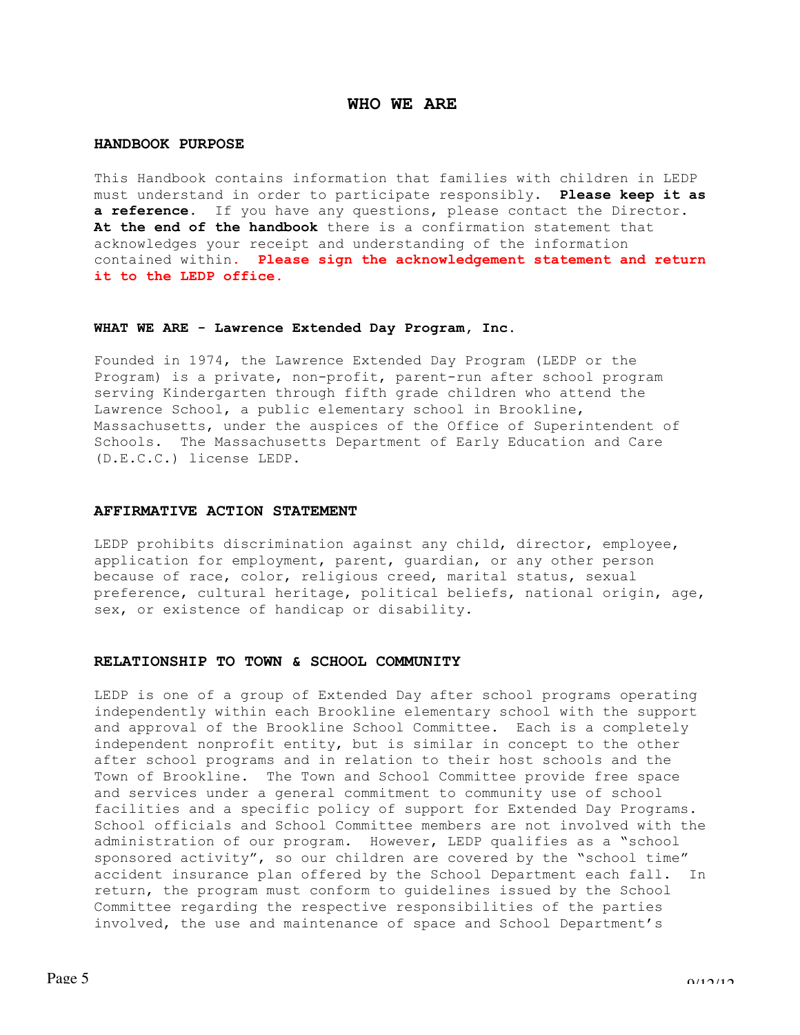# WHO WE ARE

## HANDBOOK PURPOSE

This Handbook contains information that families with children in LEDP must understand in order to participate responsibly. **Please keep it as a reference.** If you have any questions, please contact the Director. **At the end of the handbook** there is a confirmation statement that acknowledges your receipt and understanding of the information contained within. **Please sign the acknowledgement statement and return it to the LEDP office.**

## WHAT WE ARE - Lawrence Extended Day Program, Inc.

Founded in 1974, the Lawrence Extended Day Program (LEDP or the Program) is a private, non-profit, parent-run after school program serving Kindergarten through fifth grade children who attend the Lawrence School, a public elementary school in Brookline, Massachusetts, under the auspices of the Office of Superintendent of Schools. The Massachusetts Department of Early Education and Care (D.E.C.C.) license LEDP.

## AFFIRMATIVE ACTION STATEMENT

LEDP prohibits discrimination against any child, director, employee, application for employment, parent, guardian, or any other person because of race, color, religious creed, marital status, sexual preference, cultural heritage, political beliefs, national origin, age, sex, or existence of handicap or disability.

## RELATIONSHIP TO TOWN & SCHOOL COMMUNITY

LEDP is one of a group of Extended Day after school programs operating independently within each Brookline elementary school with the support and approval of the Brookline School Committee. Each is a completely independent nonprofit entity, but is similar in concept to the other after school programs and in relation to their host schools and the Town of Brookline. The Town and School Committee provide free space and services under a general commitment to community use of school facilities and a specific policy of support for Extended Day Programs. School officials and School Committee members are not involved with the administration of our program. However, LEDP qualifies as a "school sponsored activity", so our children are covered by the "school time" accident insurance plan offered by the School Department each fall. In return, the program must conform to guidelines issued by the School Committee regarding the respective responsibilities of the parties involved, the use and maintenance of space and School Department's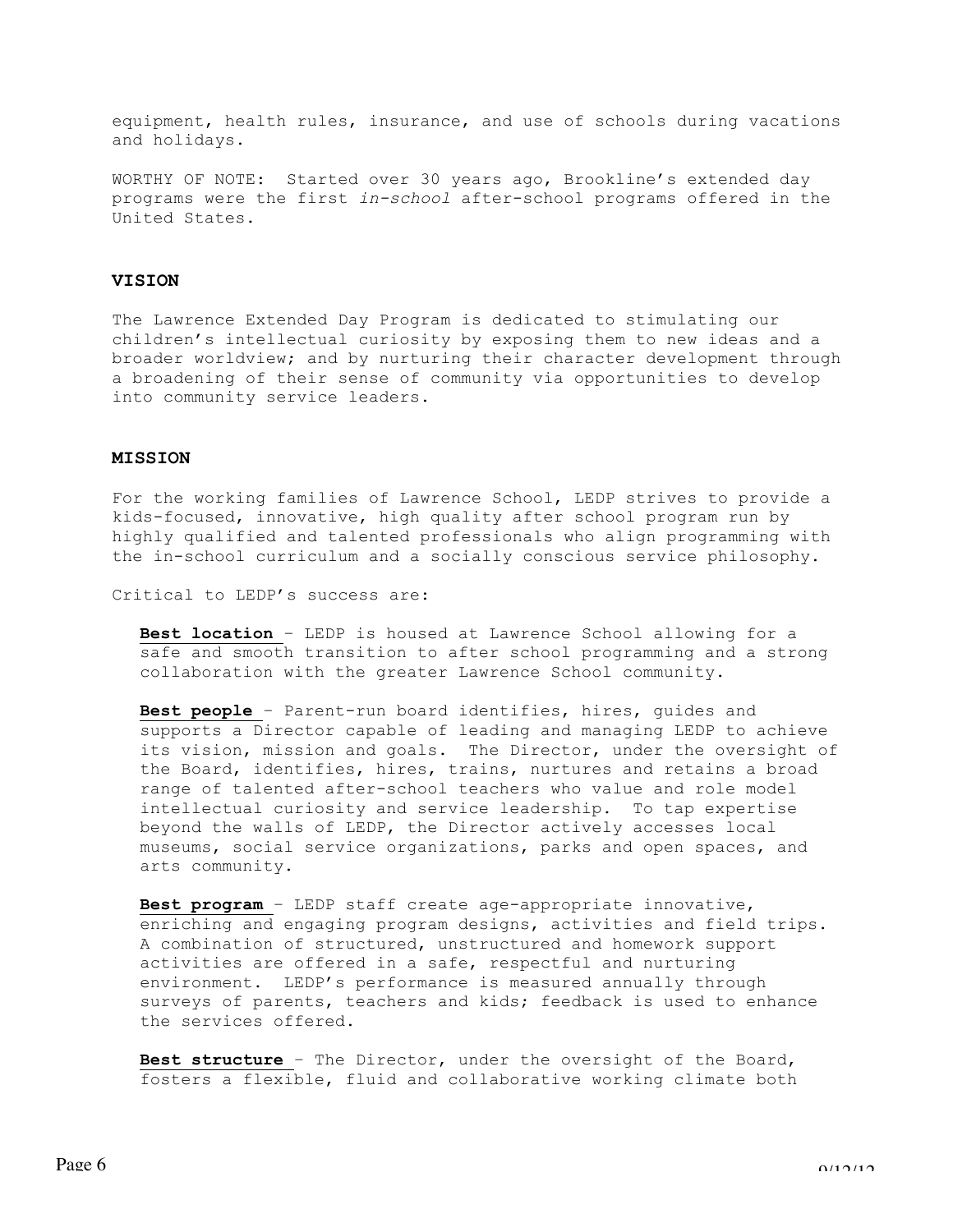equipment, health rules, insurance, and use of schools during vacations and holidays.

WORTHY OF NOTE: Started over 30 years ago, Brookline's extended day programs were the first *in-school* after-school programs offered in the United States.

## VISION

The Lawrence Extended Day Program is dedicated to stimulating our children's intellectual curiosity by exposing them to new ideas and a broader worldview; and by nurturing their character development through a broadening of their sense of community via opportunities to develop into community service leaders.

## MISSION

For the working families of Lawrence School, LEDP strives to provide a kids-focused, innovative, high quality after school program run by highly qualified and talented professionals who align programming with the in-school curriculum and a socially conscious service philosophy.

Critical to LEDP's success are:

**Best location** – LEDP is housed at Lawrence School allowing for a safe and smooth transition to after school programming and a strong collaboration with the greater Lawrence School community.

**Best people** – Parent-run board identifies, hires, guides and supports a Director capable of leading and managing LEDP to achieve its vision, mission and goals. The Director, under the oversight of the Board, identifies, hires, trains, nurtures and retains a broad range of talented after-school teachers who value and role model intellectual curiosity and service leadership. To tap expertise beyond the walls of LEDP, the Director actively accesses local museums, social service organizations, parks and open spaces, and arts community.

**Best program** – LEDP staff create age-appropriate innovative, enriching and engaging program designs, activities and field trips. A combination of structured, unstructured and homework support activities are offered in a safe, respectful and nurturing environment. LEDP's performance is measured annually through surveys of parents, teachers and kids; feedback is used to enhance the services offered.

**Best structure** – The Director, under the oversight of the Board, fosters a flexible, fluid and collaborative working climate both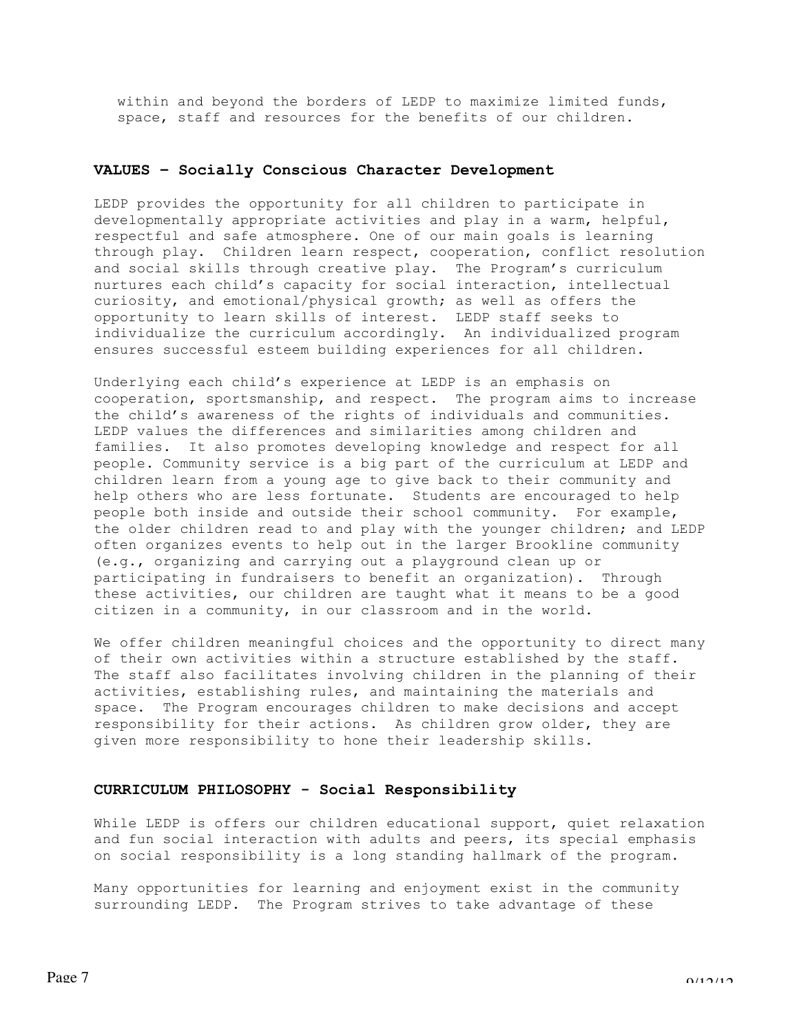within and beyond the borders of LEDP to maximize limited funds, space, staff and resources for the benefits of our children.

## VALUES – Socially Conscious Character Development

LEDP provides the opportunity for all children to participate in developmentally appropriate activities and play in a warm, helpful, respectful and safe atmosphere. One of our main goals is learning through play. Children learn respect, cooperation, conflict resolution and social skills through creative play. The Program's curriculum nurtures each child's capacity for social interaction, intellectual curiosity, and emotional/physical growth; as well as offers the opportunity to learn skills of interest. LEDP staff seeks to individualize the curriculum accordingly. An individualized program ensures successful esteem building experiences for all children.

Underlying each child's experience at LEDP is an emphasis on cooperation, sportsmanship, and respect. The program aims to increase the child's awareness of the rights of individuals and communities. LEDP values the differences and similarities among children and families. It also promotes developing knowledge and respect for all people. Community service is a big part of the curriculum at LEDP and children learn from a young age to give back to their community and help others who are less fortunate. Students are encouraged to help people both inside and outside their school community. For example, the older children read to and play with the younger children; and LEDP often organizes events to help out in the larger Brookline community (e.g., organizing and carrying out a playground clean up or participating in fundraisers to benefit an organization). Through these activities, our children are taught what it means to be a good citizen in a community, in our classroom and in the world.

We offer children meaningful choices and the opportunity to direct many of their own activities within a structure established by the staff. The staff also facilitates involving children in the planning of their activities, establishing rules, and maintaining the materials and space. The Program encourages children to make decisions and accept responsibility for their actions. As children grow older, they are given more responsibility to hone their leadership skills.

## CURRICULUM PHILOSOPHY - Social Responsibility

While LEDP is offers our children educational support, quiet relaxation and fun social interaction with adults and peers, its special emphasis on social responsibility is a long standing hallmark of the program.

Many opportunities for learning and enjoyment exist in the community surrounding LEDP. The Program strives to take advantage of these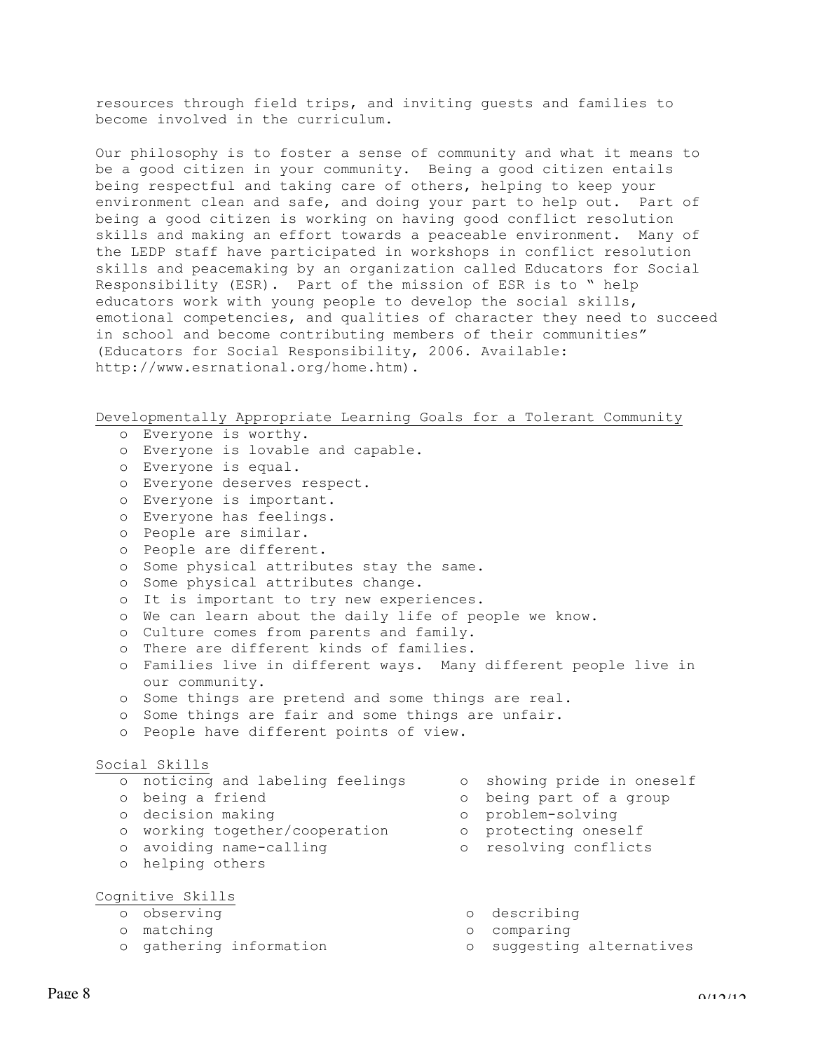resources through field trips, and inviting guests and families to become involved in the curriculum.

Our philosophy is to foster a sense of community and what it means to be a good citizen in your community. Being a good citizen entails being respectful and taking care of others, helping to keep your environment clean and safe, and doing your part to help out. Part of being a good citizen is working on having good conflict resolution skills and making an effort towards a peaceable environment. Many of the LEDP staff have participated in workshops in conflict resolution skills and peacemaking by an organization called Educators for Social Responsibility (ESR). Part of the mission of ESR is to " help educators work with young people to develop the social skills, emotional competencies, and qualities of character they need to succeed in school and become contributing members of their communities" (Educators for Social Responsibility, 2006. Available: http://www.esrnational.org/home.htm).

## Developmentally Appropriate Learning Goals for a Tolerant Community

- Everyone is worthy.
- Everyone is lovable and capable.
- Everyone is equal.
- Everyone deserves respect.
- Everyone is important.
- Everyone has feelings.
- People are similar.
- People are different.
- Some physical attributes stay the same.
- Some physical attributes change.
- It is important to try new experiences.
- We can learn about the daily life of people we know.
- Culture comes from parents and family.
- There are different kinds of families.
- Families live in different ways. Many different people live in our community.
- Some things are pretend and some things are real.
- Some things are fair and some things are unfair.
- People have different points of view.

## Social Skills

- noticing and labeling feelings
- being a friend
- decision making
- working together/cooperation
- avoiding name-calling
- helping others
- showing pride in oneself
- being part of a group
- problem-solving
- protecting oneself
- resolving conflicts

## Cognitive Skills

- observing
- matching
- gathering information
- describing
- comparing
- suggesting alternatives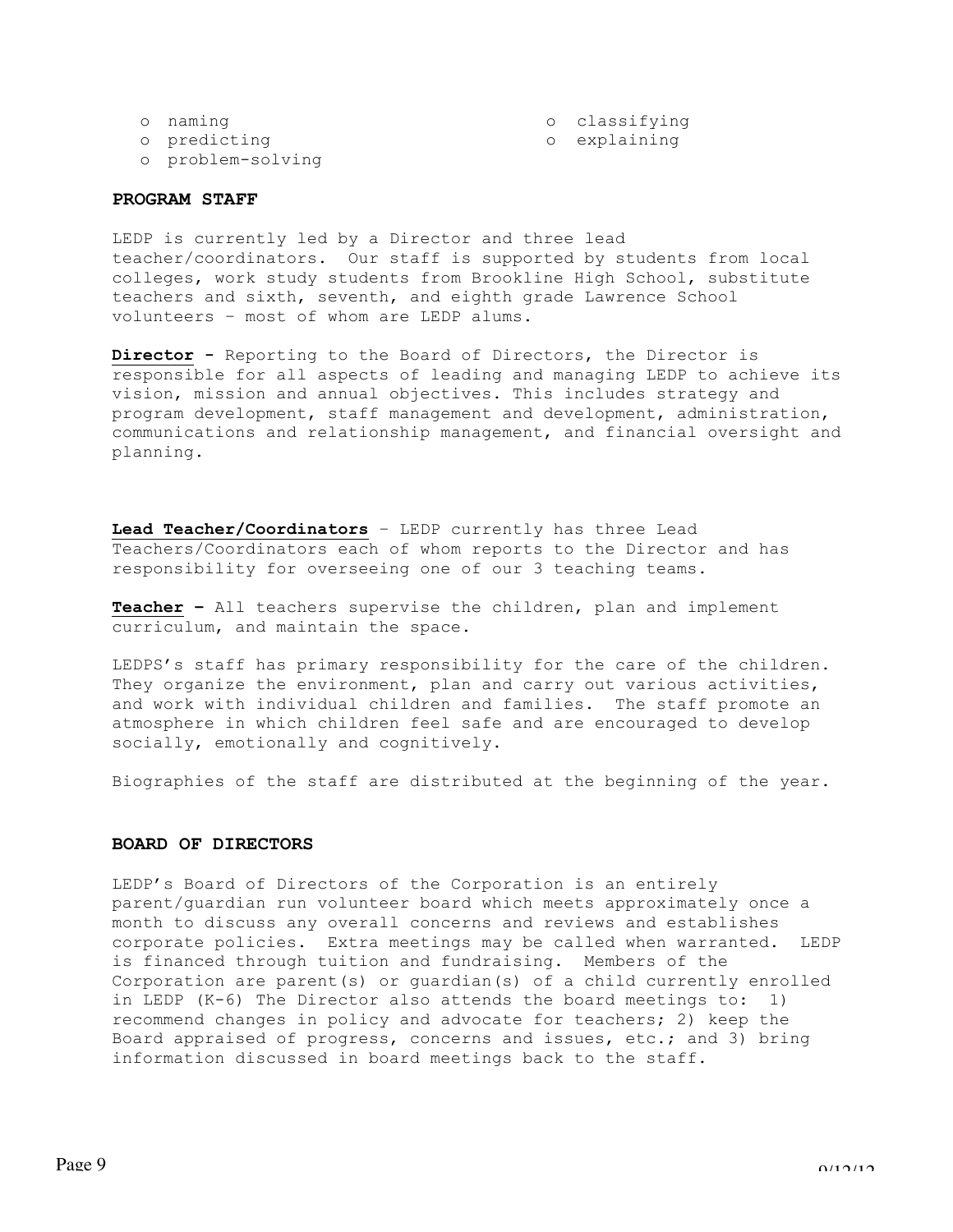- naming
- predicting
- problem-solving
- classifying
- explaining

## PROGRAM STAFF

LEDP is currently led by a Director and three lead teacher/coordinators. Our staff is supported by students from local colleges, work study students from Brookline High School, substitute teachers and sixth, seventh, and eighth grade Lawrence School volunteers – most of whom are LEDP alums.

**Director** - Reporting to the Board of Directors, the Director is responsible for all aspects of leading and managing LEDP to achieve its vision, mission and annual objectives. This includes strategy and program development, staff management and development, administration, communications and relationship management, and financial oversight and planning.

**Lead Teacher/Coordinators** – LEDP currently has three Lead Teachers/Coordinators each of whom reports to the Director and has responsibility for overseeing one of our 3 teaching teams.

**Teacher –** All teachers supervise the children, plan and implement curriculum, and maintain the space.

LEDPS's staff has primary responsibility for the care of the children. They organize the environment, plan and carry out various activities, and work with individual children and families. The staff promote an atmosphere in which children feel safe and are encouraged to develop socially, emotionally and cognitively.

Biographies of the staff are distributed at the beginning of the year.

## BOARD OF DIRECTORS

LEDP's Board of Directors of the Corporation is an entirely parent/guardian run volunteer board which meets approximately once a month to discuss any overall concerns and reviews and establishes corporate policies. Extra meetings may be called when warranted. LEDP is financed through tuition and fundraising. Members of the Corporation are parent(s) or guardian(s) of a child currently enrolled in LEDP (K-6) The Director also attends the board meetings to: 1) recommend changes in policy and advocate for teachers; 2) keep the Board appraised of progress, concerns and issues, etc.; and 3) bring information discussed in board meetings back to the staff.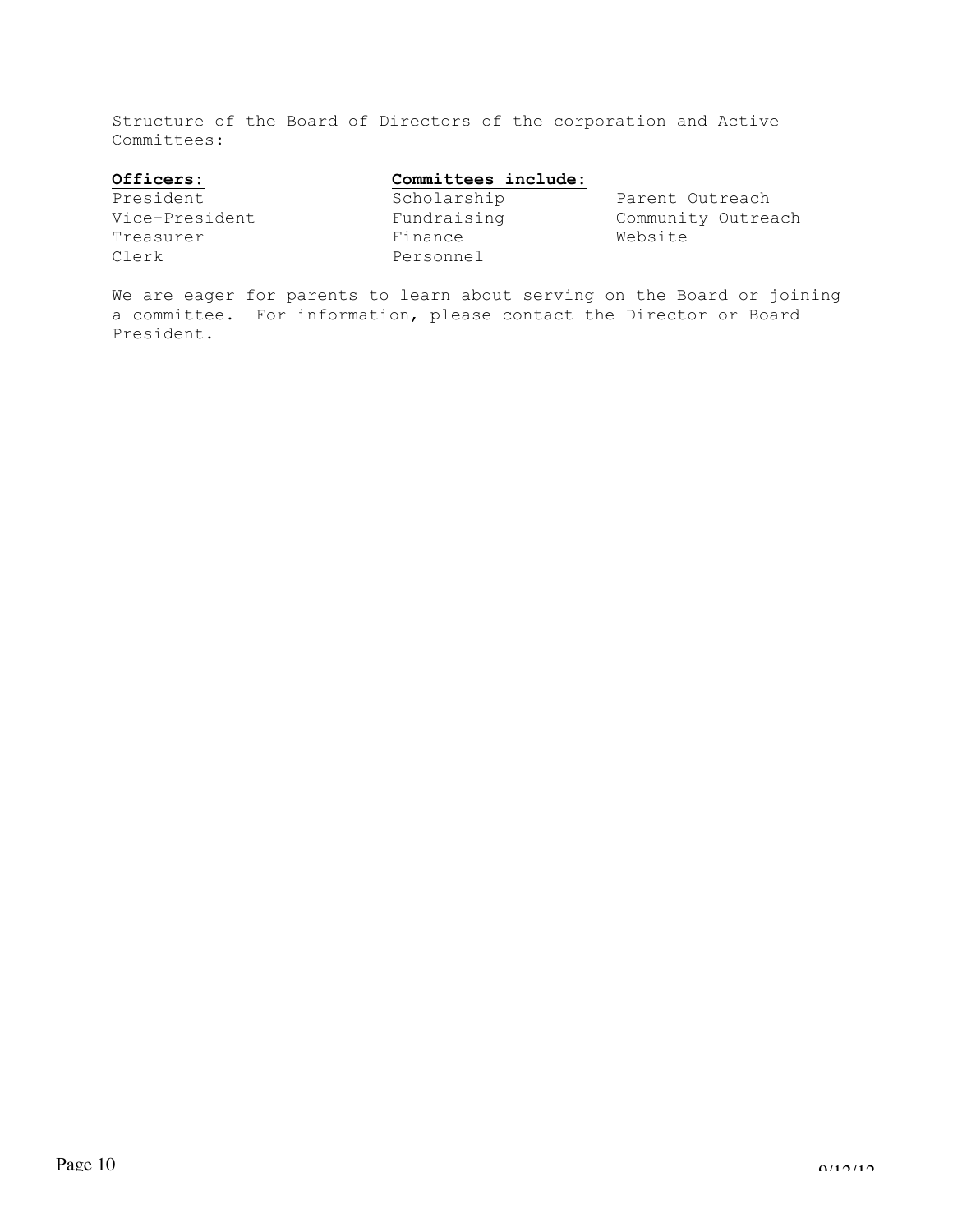Structure of the Board of Directors of the corporation and Active Committees:

| Officers: | Committees include: | |
|---|---|---|
| President | Scholarship | Parent Outreach |
| Vice-President | Fundraising | Community Outreach |
| Treasurer | Finance | Website |
| Clerk | Personnel | |

We are eager for parents to learn about serving on the Board or joining a committee. For information, please contact the Director or Board President.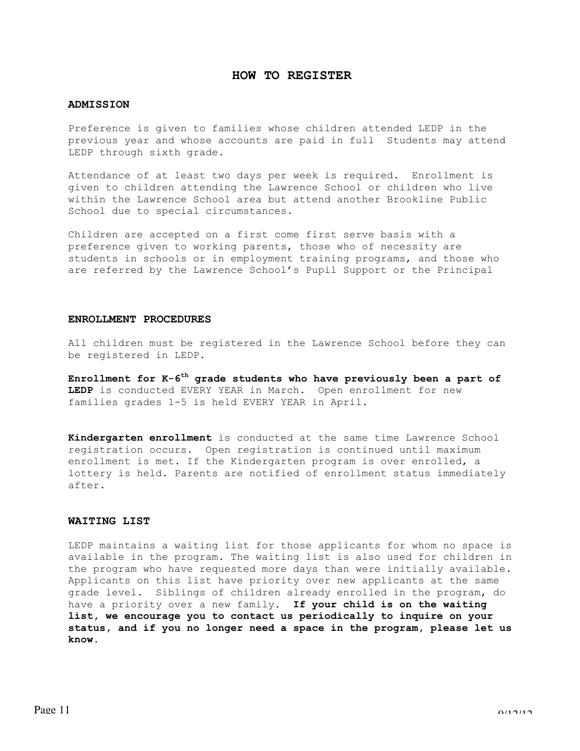# HOW TO REGISTER

### ADMISSION

Preference is given to families whose children attended LEDP in the previous year and whose accounts are paid in full  Students may attend LEDP through sixth grade.

Attendance of at least two days per week is required.  Enrollment is given to children attending the Lawrence School or children who live within the Lawrence School area but attend another Brookline Public School due to special circumstances.

Children are accepted on a first come first serve basis with a preference given to working parents, those who of necessity are students in schools or in employment training programs, and those who are referred by the Lawrence School's Pupil Support or the Principal

### ENROLLMENT PROCEDURES

All children must be registered in the Lawrence School before they can be registered in LEDP.

**Enrollment for K-6th grade students who have previously been a part of LEDP** is conducted EVERY YEAR in March.  Open enrollment for new families grades 1-5 is held EVERY YEAR in April.

**Kindergarten enrollment** is conducted at the same time Lawrence School registration occurs.  Open registration is continued until maximum enrollment is met. If the Kindergarten program is over enrolled, a lottery is held. Parents are notified of enrollment status immediately after.

### WAITING LIST

LEDP maintains a waiting list for those applicants for whom no space is available in the program. The waiting list is also used for children in the program who have requested more days than were initially available. Applicants on this list have priority over new applicants at the same grade level.  Siblings of children already enrolled in the program, do have a priority over a new family.  **If your child is on the waiting list, we encourage you to contact us periodically to inquire on your status, and if you no longer need a space in the program, please let us know.**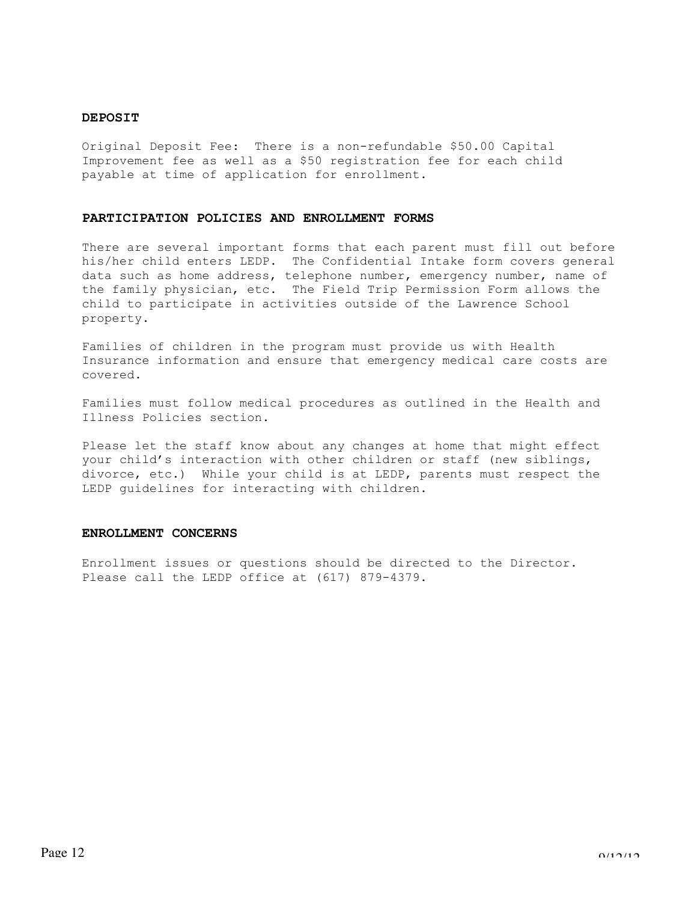**DEPOSIT**

Original Deposit Fee: There is a non-refundable $50.00 Capital Improvement fee as well as a $50 registration fee for each child payable at time of application for enrollment.

**PARTICIPATION POLICIES AND ENROLLMENT FORMS**

There are several important forms that each parent must fill out before his/her child enters LEDP. The Confidential Intake form covers general data such as home address, telephone number, emergency number, name of the family physician, etc. The Field Trip Permission Form allows the child to participate in activities outside of the Lawrence School property.

Families of children in the program must provide us with Health Insurance information and ensure that emergency medical care costs are covered.

Families must follow medical procedures as outlined in the Health and Illness Policies section.

Please let the staff know about any changes at home that might effect your child's interaction with other children or staff (new siblings, divorce, etc.) While your child is at LEDP, parents must respect the LEDP guidelines for interacting with children.

**ENROLLMENT CONCERNS**

Enrollment issues or questions should be directed to the Director. Please call the LEDP office at (617) 879-4379.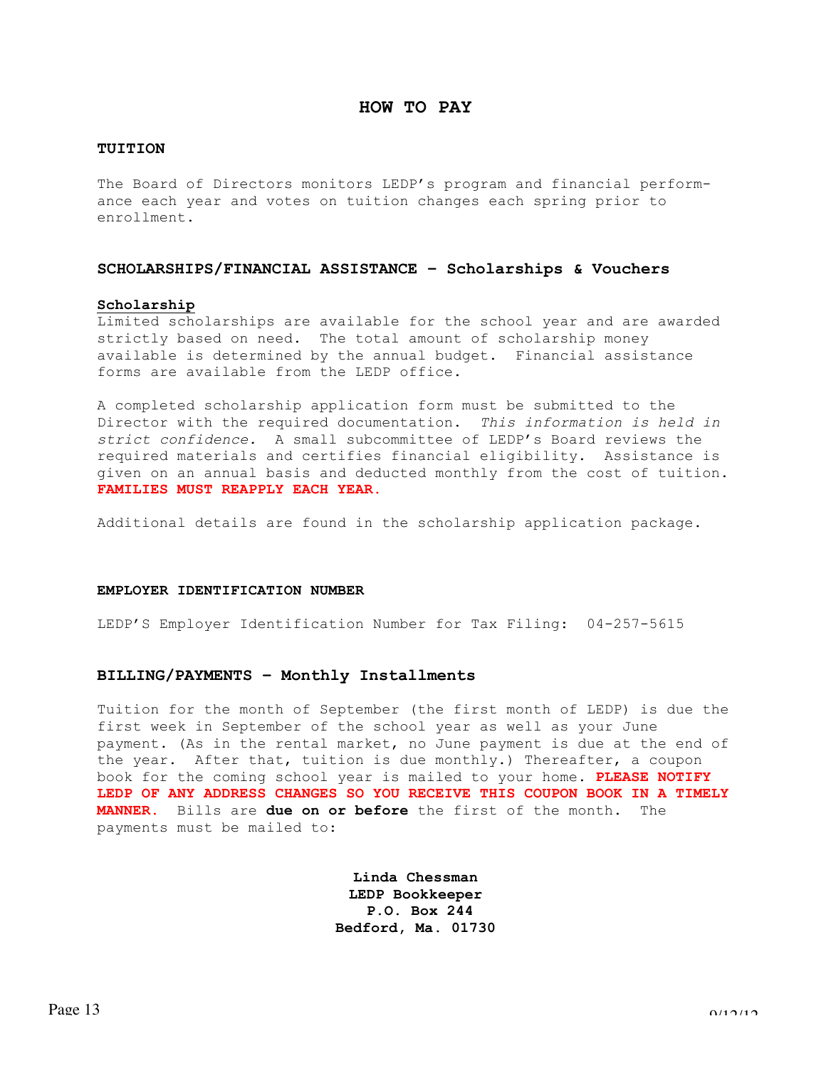# HOW TO PAY

## TUITION

The Board of Directors monitors LEDP's program and financial performance each year and votes on tuition changes each spring prior to enrollment.

## SCHOLARSHIPS/FINANCIAL ASSISTANCE – Scholarships & Vouchers

### Scholarship

Limited scholarships are available for the school year and are awarded strictly based on need. The total amount of scholarship money available is determined by the annual budget. Financial assistance forms are available from the LEDP office.

A completed scholarship application form must be submitted to the Director with the required documentation. *This information is held in strict confidence.* A small subcommittee of LEDP's Board reviews the required materials and certifies financial eligibility. Assistance is given on an annual basis and deducted monthly from the cost of tuition. **FAMILIES MUST REAPPLY EACH YEAR.**

Additional details are found in the scholarship application package.

## EMPLOYER IDENTIFICATION NUMBER

LEDP'S Employer Identification Number for Tax Filing: 04-257-5615

## BILLING/PAYMENTS – Monthly Installments

Tuition for the month of September (the first month of LEDP) is due the first week in September of the school year as well as your June payment. (As in the rental market, no June payment is due at the end of the year. After that, tuition is due monthly.) Thereafter, a coupon book for the coming school year is mailed to your home. **PLEASE NOTIFY LEDP OF ANY ADDRESS CHANGES SO YOU RECEIVE THIS COUPON BOOK IN A TIMELY MANNER.** Bills are **due on or before** the first of the month. The payments must be mailed to:

**Linda Chessman**
**LEDP Bookkeeper**
**P.O. Box 244**
**Bedford, Ma. 01730**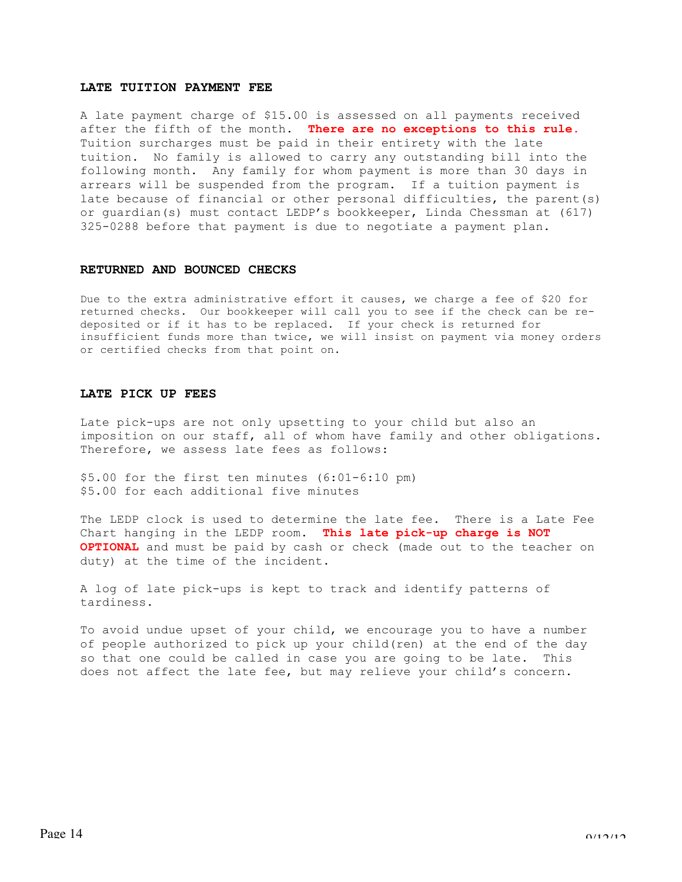### LATE TUITION PAYMENT FEE

A late payment charge of $15.00 is assessed on all payments received after the fifth of the month. **There are no exceptions to this rule.** Tuition surcharges must be paid in their entirety with the late tuition. No family is allowed to carry any outstanding bill into the following month. Any family for whom payment is more than 30 days in arrears will be suspended from the program. If a tuition payment is late because of financial or other personal difficulties, the parent(s) or guardian(s) must contact LEDP's bookkeeper, Linda Chessman at (617) 325-0288 before that payment is due to negotiate a payment plan.

### RETURNED AND BOUNCED CHECKS

Due to the extra administrative effort it causes, we charge a fee of $20 for returned checks. Our bookkeeper will call you to see if the check can be re-deposited or if it has to be replaced. If your check is returned for insufficient funds more than twice, we will insist on payment via money orders or certified checks from that point on.

### LATE PICK UP FEES

Late pick-ups are not only upsetting to your child but also an imposition on our staff, all of whom have family and other obligations. Therefore, we assess late fees as follows:

$5.00 for the first ten minutes (6:01-6:10 pm)
$5.00 for each additional five minutes

The LEDP clock is used to determine the late fee. There is a Late Fee Chart hanging in the LEDP room. **This late pick-up charge is NOT OPTIONAL** and must be paid by cash or check (made out to the teacher on duty) at the time of the incident.

A log of late pick-ups is kept to track and identify patterns of tardiness.

To avoid undue upset of your child, we encourage you to have a number of people authorized to pick up your child(ren) at the end of the day so that one could be called in case you are going to be late. This does not affect the late fee, but may relieve your child's concern.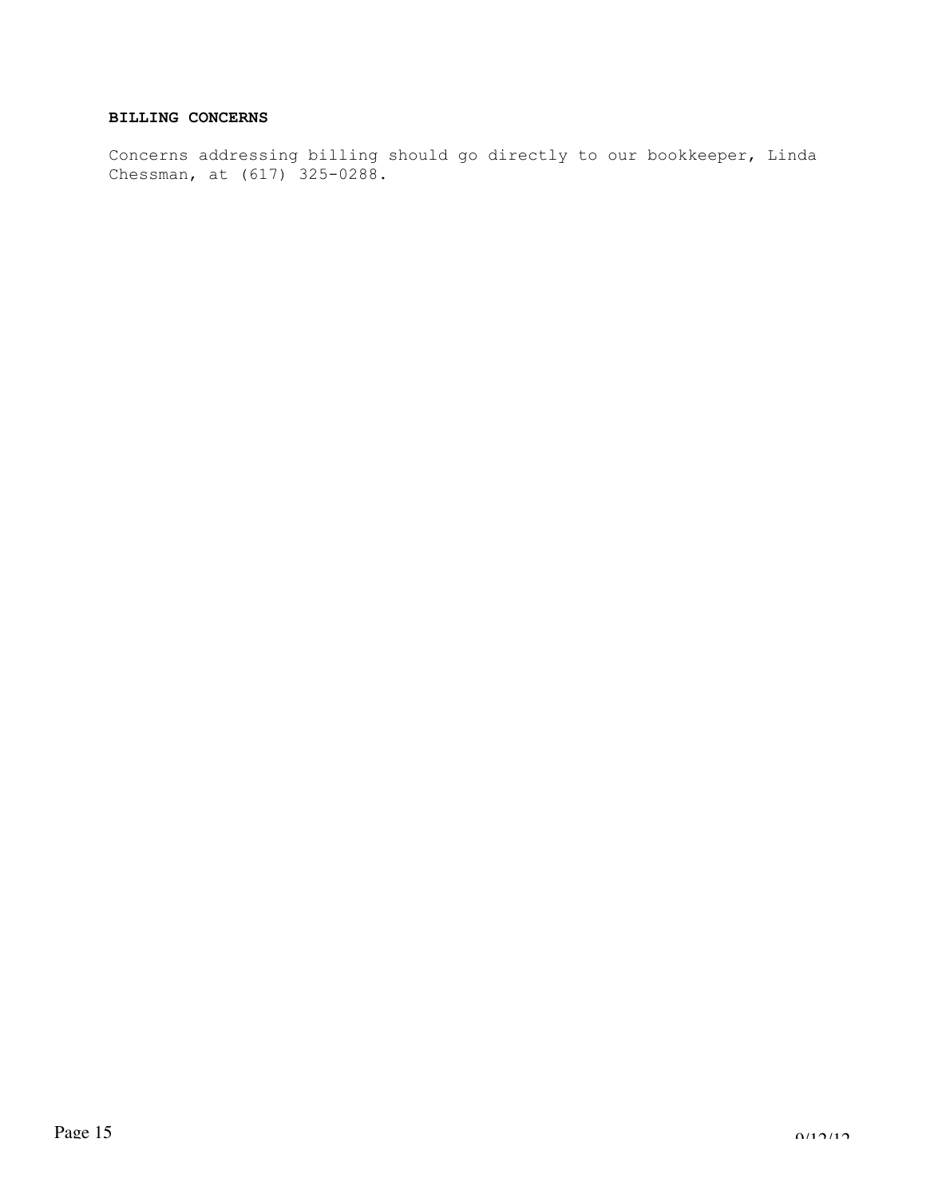**BILLING CONCERNS**

Concerns addressing billing should go directly to our bookkeeper, Linda Chessman, at (617) 325-0288.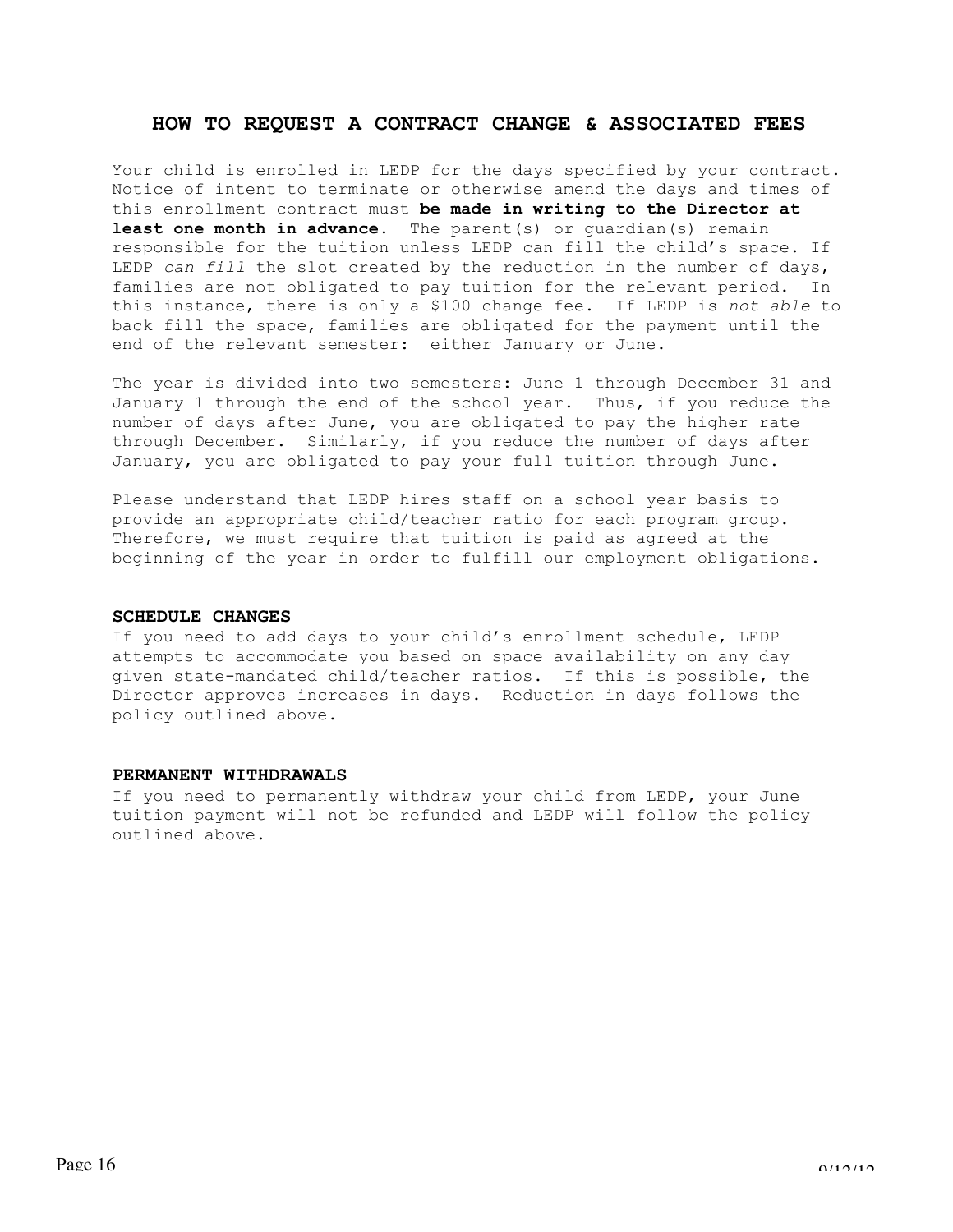## HOW TO REQUEST A CONTRACT CHANGE & ASSOCIATED FEES

Your child is enrolled in LEDP for the days specified by your contract. Notice of intent to terminate or otherwise amend the days and times of this enrollment contract must **be made in writing to the Director at least one month in advance.** The parent(s) or guardian(s) remain responsible for the tuition unless LEDP can fill the child's space. If LEDP *can fill* the slot created by the reduction in the number of days, families are not obligated to pay tuition for the relevant period. In this instance, there is only a $100 change fee. If LEDP is *not able* to back fill the space, families are obligated for the payment until the end of the relevant semester: either January or June.

The year is divided into two semesters: June 1 through December 31 and January 1 through the end of the school year. Thus, if you reduce the number of days after June, you are obligated to pay the higher rate through December. Similarly, if you reduce the number of days after January, you are obligated to pay your full tuition through June.

Please understand that LEDP hires staff on a school year basis to provide an appropriate child/teacher ratio for each program group. Therefore, we must require that tuition is paid as agreed at the beginning of the year in order to fulfill our employment obligations.

### SCHEDULE CHANGES

If you need to add days to your child's enrollment schedule, LEDP attempts to accommodate you based on space availability on any day given state-mandated child/teacher ratios. If this is possible, the Director approves increases in days. Reduction in days follows the policy outlined above.

### PERMANENT WITHDRAWALS

If you need to permanently withdraw your child from LEDP, your June tuition payment will not be refunded and LEDP will follow the policy outlined above.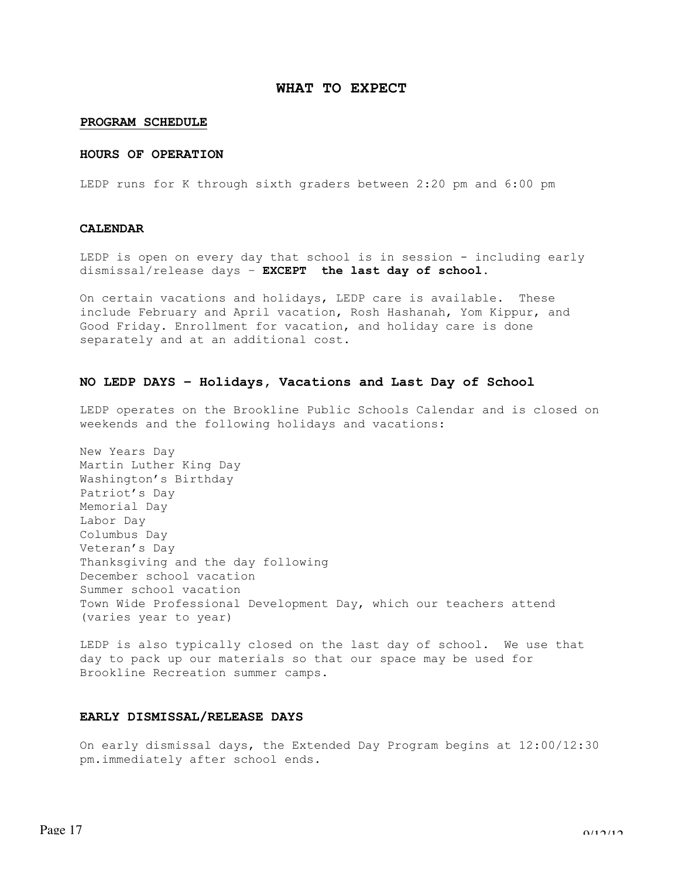# WHAT TO EXPECT

## PROGRAM SCHEDULE

### HOURS OF OPERATION

LEDP runs for K through sixth graders between 2:20 pm and 6:00 pm

### CALENDAR

LEDP is open on every day that school is in session - including early dismissal/release days – **EXCEPT the last day of school.**

On certain vacations and holidays, LEDP care is available. These include February and April vacation, Rosh Hashanah, Yom Kippur, and Good Friday. Enrollment for vacation, and holiday care is done separately and at an additional cost.

### NO LEDP DAYS – Holidays, Vacations and Last Day of School

LEDP operates on the Brookline Public Schools Calendar and is closed on weekends and the following holidays and vacations:

New Years Day
Martin Luther King Day
Washington's Birthday
Patriot's Day
Memorial Day
Labor Day
Columbus Day
Veteran's Day
Thanksgiving and the day following
December school vacation
Summer school vacation
Town Wide Professional Development Day, which our teachers attend (varies year to year)

LEDP is also typically closed on the last day of school. We use that day to pack up our materials so that our space may be used for Brookline Recreation summer camps.

### EARLY DISMISSAL/RELEASE DAYS

On early dismissal days, the Extended Day Program begins at 12:00/12:30 pm.immediately after school ends.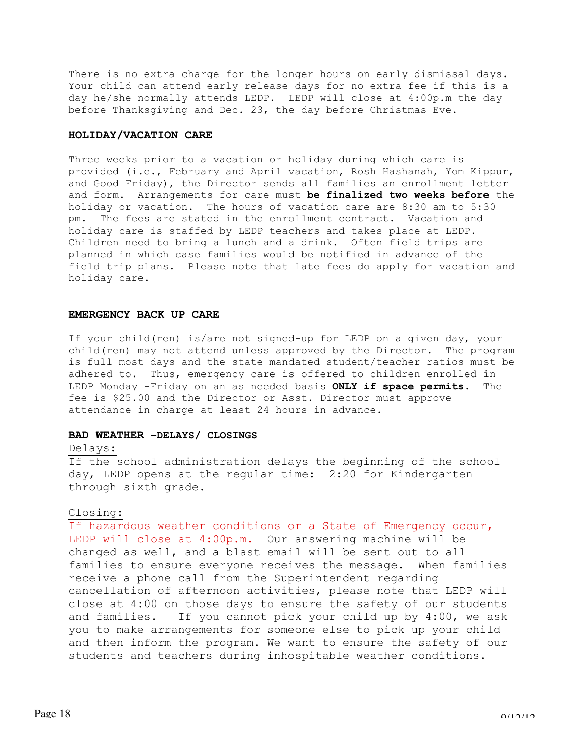There is no extra charge for the longer hours on early dismissal days. Your child can attend early release days for no extra fee if this is a day he/she normally attends LEDP. LEDP will close at 4:00p.m the day before Thanksgiving and Dec. 23, the day before Christmas Eve.

## HOLIDAY/VACATION CARE

Three weeks prior to a vacation or holiday during which care is provided (i.e., February and April vacation, Rosh Hashanah, Yom Kippur, and Good Friday), the Director sends all families an enrollment letter and form. Arrangements for care must **be finalized two weeks before** the holiday or vacation. The hours of vacation care are 8:30 am to 5:30 pm. The fees are stated in the enrollment contract. Vacation and holiday care is staffed by LEDP teachers and takes place at LEDP. Children need to bring a lunch and a drink. Often field trips are planned in which case families would be notified in advance of the field trip plans. Please note that late fees do apply for vacation and holiday care.

## EMERGENCY BACK UP CARE

If your child(ren) is/are not signed-up for LEDP on a given day, your child(ren) may not attend unless approved by the Director. The program is full most days and the state mandated student/teacher ratios must be adhered to. Thus, emergency care is offered to children enrolled in LEDP Monday -Friday on an as needed basis **ONLY if space permits**. The fee is $25.00 and the Director or Asst. Director must approve attendance in charge at least 24 hours in advance.

## BAD WEATHER –DELAYS/ CLOSINGS

Delays:

If the school administration delays the beginning of the school day, LEDP opens at the regular time: 2:20 for Kindergarten through sixth grade.

Closing:

If hazardous weather conditions or a State of Emergency occur, LEDP will close at 4:00p.m. Our answering machine will be changed as well, and a blast email will be sent out to all families to ensure everyone receives the message. When families receive a phone call from the Superintendent regarding cancellation of afternoon activities, please note that LEDP will close at 4:00 on those days to ensure the safety of our students and families. If you cannot pick your child up by 4:00, we ask you to make arrangements for someone else to pick up your child and then inform the program. We want to ensure the safety of our students and teachers during inhospitable weather conditions.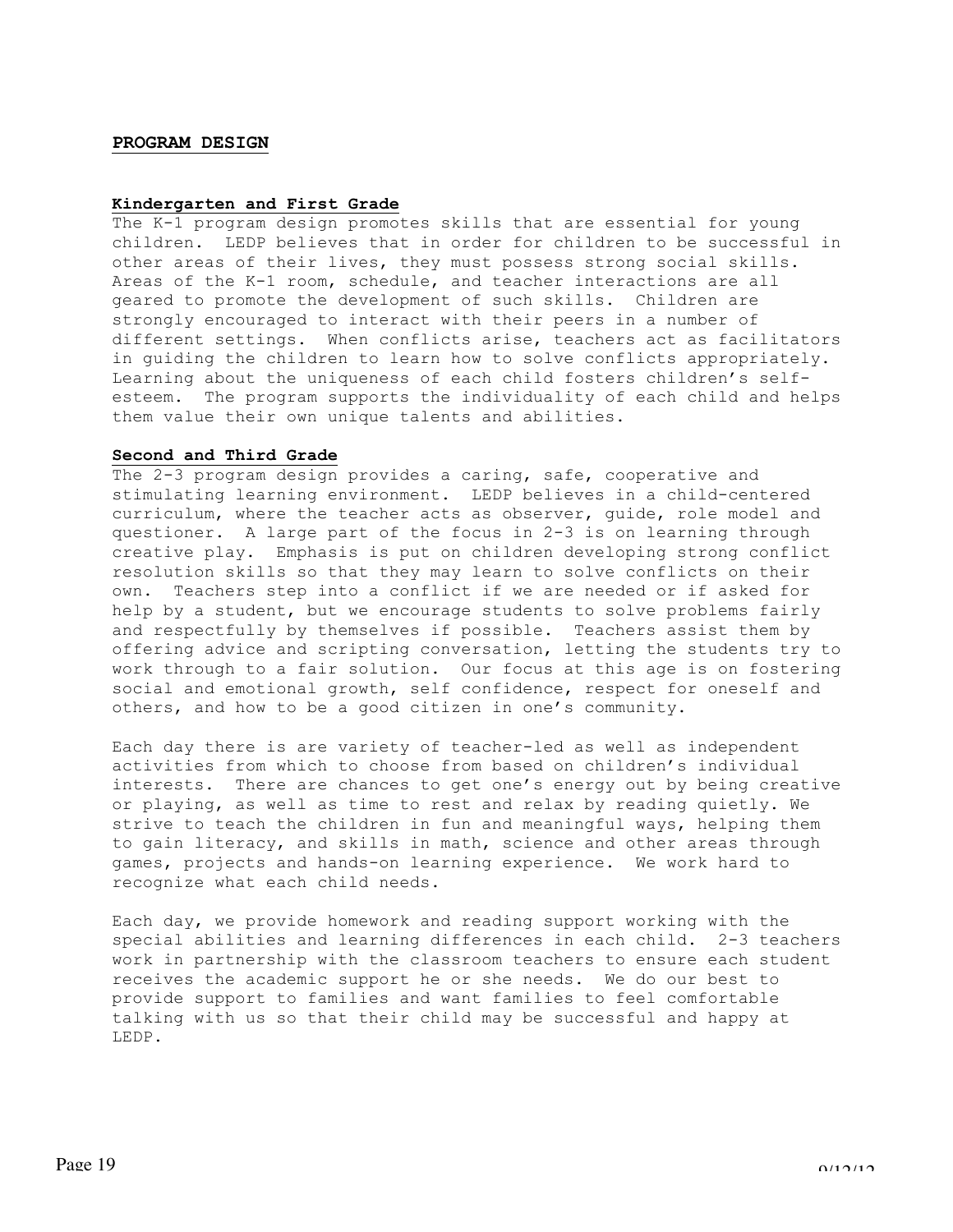## PROGRAM DESIGN

### Kindergarten and First Grade

The K-1 program design promotes skills that are essential for young children. LEDP believes that in order for children to be successful in other areas of their lives, they must possess strong social skills. Areas of the K-1 room, schedule, and teacher interactions are all geared to promote the development of such skills. Children are strongly encouraged to interact with their peers in a number of different settings. When conflicts arise, teachers act as facilitators in guiding the children to learn how to solve conflicts appropriately. Learning about the uniqueness of each child fosters children's self-esteem. The program supports the individuality of each child and helps them value their own unique talents and abilities.

### Second and Third Grade

The 2-3 program design provides a caring, safe, cooperative and stimulating learning environment. LEDP believes in a child-centered curriculum, where the teacher acts as observer, guide, role model and questioner. A large part of the focus in 2-3 is on learning through creative play. Emphasis is put on children developing strong conflict resolution skills so that they may learn to solve conflicts on their own. Teachers step into a conflict if we are needed or if asked for help by a student, but we encourage students to solve problems fairly and respectfully by themselves if possible. Teachers assist them by offering advice and scripting conversation, letting the students try to work through to a fair solution. Our focus at this age is on fostering social and emotional growth, self confidence, respect for oneself and others, and how to be a good citizen in one's community.

Each day there is are variety of teacher-led as well as independent activities from which to choose from based on children's individual interests. There are chances to get one's energy out by being creative or playing, as well as time to rest and relax by reading quietly. We strive to teach the children in fun and meaningful ways, helping them to gain literacy, and skills in math, science and other areas through games, projects and hands-on learning experience. We work hard to recognize what each child needs.

Each day, we provide homework and reading support working with the special abilities and learning differences in each child. 2-3 teachers work in partnership with the classroom teachers to ensure each student receives the academic support he or she needs. We do our best to provide support to families and want families to feel comfortable talking with us so that their child may be successful and happy at LEDP.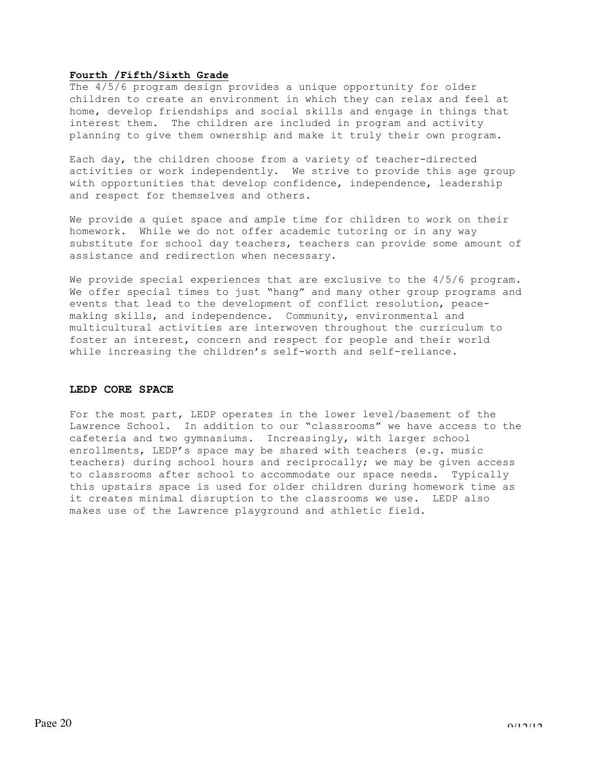## Fourth /Fifth/Sixth Grade

The 4/5/6 program design provides a unique opportunity for older children to create an environment in which they can relax and feel at home, develop friendships and social skills and engage in things that interest them. The children are included in program and activity planning to give them ownership and make it truly their own program.

Each day, the children choose from a variety of teacher-directed activities or work independently. We strive to provide this age group with opportunities that develop confidence, independence, leadership and respect for themselves and others.

We provide a quiet space and ample time for children to work on their homework. While we do not offer academic tutoring or in any way substitute for school day teachers, teachers can provide some amount of assistance and redirection when necessary.

We provide special experiences that are exclusive to the 4/5/6 program. We offer special times to just "hang" and many other group programs and events that lead to the development of conflict resolution, peace-making skills, and independence. Community, environmental and multicultural activities are interwoven throughout the curriculum to foster an interest, concern and respect for people and their world while increasing the children's self-worth and self-reliance.

## LEDP CORE SPACE

For the most part, LEDP operates in the lower level/basement of the Lawrence School. In addition to our "classrooms" we have access to the cafeteria and two gymnasiums. Increasingly, with larger school enrollments, LEDP's space may be shared with teachers (e.g. music teachers) during school hours and reciprocally; we may be given access to classrooms after school to accommodate our space needs. Typically this upstairs space is used for older children during homework time as it creates minimal disruption to the classrooms we use. LEDP also makes use of the Lawrence playground and athletic field.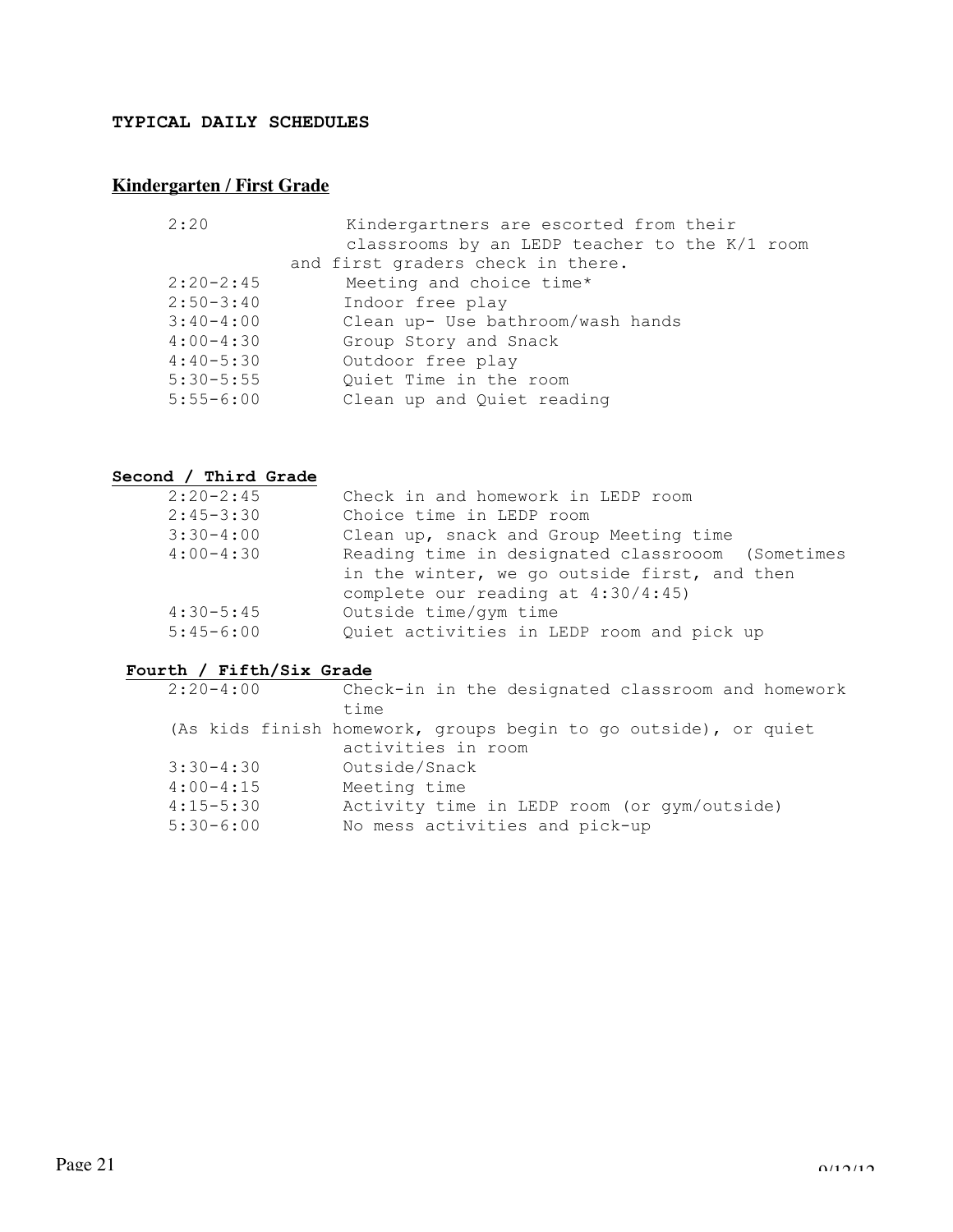## TYPICAL DAILY SCHEDULES

### Kindergarten / First Grade

| | |
|---|---|
| 2:20 | Kindergartners are escorted from their classrooms by an LEDP teacher to the K/1 room and first graders check in there. |
| 2:20-2:45 | Meeting and choice time* |
| 2:50-3:40 | Indoor free play |
| 3:40-4:00 | Clean up- Use bathroom/wash hands |
| 4:00-4:30 | Group Story and Snack |
| 4:40-5:30 | Outdoor free play |
| 5:30-5:55 | Quiet Time in the room |
| 5:55-6:00 | Clean up and Quiet reading |

### Second / Third Grade

| | |
|---|---|
| 2:20-2:45 | Check in and homework in LEDP room |
| 2:45-3:30 | Choice time in LEDP room |
| 3:30-4:00 | Clean up, snack and Group Meeting time |
| 4:00-4:30 | Reading time in designated classrooom (Sometimes in the winter, we go outside first, and then complete our reading at 4:30/4:45) |
| 4:30-5:45 | Outside time/gym time |
| 5:45-6:00 | Quiet activities in LEDP room and pick up |

### Fourth / Fifth/Six Grade

| | |
|---|---|
| 2:20-4:00 | Check-in in the designated classroom and homework time (As kids finish homework, groups begin to go outside), or quiet activities in room |
| 3:30-4:30 | Outside/Snack |
| 4:00-4:15 | Meeting time |
| 4:15-5:30 | Activity time in LEDP room (or gym/outside) |
| 5:30-6:00 | No mess activities and pick-up |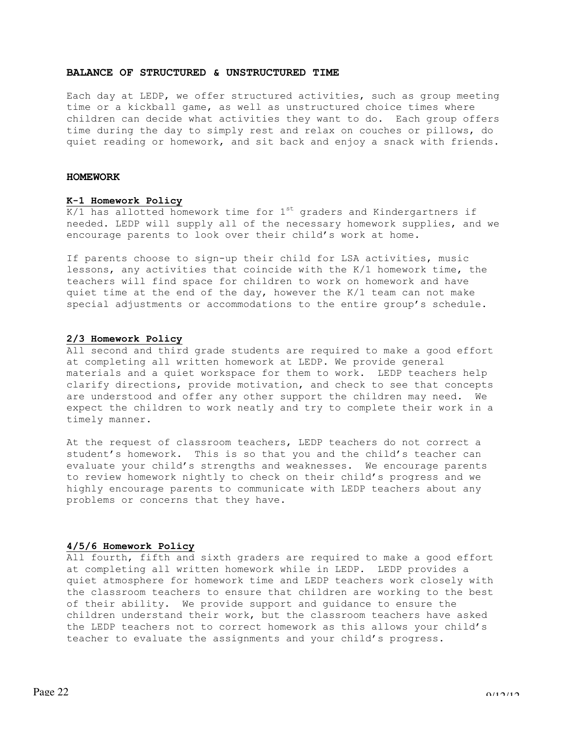## BALANCE OF STRUCTURED & UNSTRUCTURED TIME

Each day at LEDP, we offer structured activities, such as group meeting time or a kickball game, as well as unstructured choice times where children can decide what activities they want to do. Each group offers time during the day to simply rest and relax on couches or pillows, do quiet reading or homework, and sit back and enjoy a snack with friends.

## HOMEWORK

### K-1 Homework Policy

K/1 has allotted homework time for 1st graders and Kindergartners if needed. LEDP will supply all of the necessary homework supplies, and we encourage parents to look over their child's work at home.

If parents choose to sign-up their child for LSA activities, music lessons, any activities that coincide with the K/1 homework time, the teachers will find space for children to work on homework and have quiet time at the end of the day, however the K/1 team can not make special adjustments or accommodations to the entire group's schedule.

### 2/3 Homework Policy

All second and third grade students are required to make a good effort at completing all written homework at LEDP. We provide general materials and a quiet workspace for them to work. LEDP teachers help clarify directions, provide motivation, and check to see that concepts are understood and offer any other support the children may need. We expect the children to work neatly and try to complete their work in a timely manner.

At the request of classroom teachers, LEDP teachers do not correct a student's homework. This is so that you and the child's teacher can evaluate your child's strengths and weaknesses. We encourage parents to review homework nightly to check on their child's progress and we highly encourage parents to communicate with LEDP teachers about any problems or concerns that they have.

### 4/5/6 Homework Policy

All fourth, fifth and sixth graders are required to make a good effort at completing all written homework while in LEDP. LEDP provides a quiet atmosphere for homework time and LEDP teachers work closely with the classroom teachers to ensure that children are working to the best of their ability. We provide support and guidance to ensure the children understand their work, but the classroom teachers have asked the LEDP teachers not to correct homework as this allows your child's teacher to evaluate the assignments and your child's progress.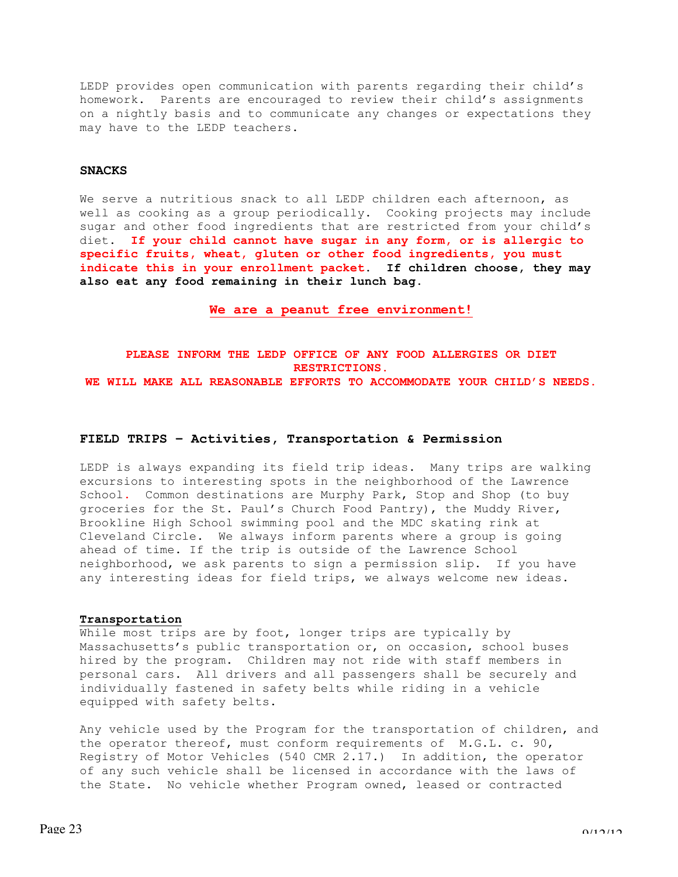LEDP provides open communication with parents regarding their child's homework. Parents are encouraged to review their child's assignments on a nightly basis and to communicate any changes or expectations they may have to the LEDP teachers.

## SNACKS

We serve a nutritious snack to all LEDP children each afternoon, as well as cooking as a group periodically. Cooking projects may include sugar and other food ingredients that are restricted from your child's diet. **If your child cannot have sugar in any form, or is allergic to specific fruits, wheat, gluten or other food ingredients, you must indicate this in your enrollment packet. If children choose, they may also eat any food remaining in their lunch bag.**

**We are a peanut free environment!**

**PLEASE INFORM THE LEDP OFFICE OF ANY FOOD ALLERGIES OR DIET RESTRICTIONS.**
**WE WILL MAKE ALL REASONABLE EFFORTS TO ACCOMMODATE YOUR CHILD'S NEEDS.**

## FIELD TRIPS – Activities, Transportation & Permission

LEDP is always expanding its field trip ideas. Many trips are walking excursions to interesting spots in the neighborhood of the Lawrence School. Common destinations are Murphy Park, Stop and Shop (to buy groceries for the St. Paul's Church Food Pantry), the Muddy River, Brookline High School swimming pool and the MDC skating rink at Cleveland Circle. We always inform parents where a group is going ahead of time. If the trip is outside of the Lawrence School neighborhood, we ask parents to sign a permission slip. If you have any interesting ideas for field trips, we always welcome new ideas.

### Transportation

While most trips are by foot, longer trips are typically by Massachusetts's public transportation or, on occasion, school buses hired by the program. Children may not ride with staff members in personal cars. All drivers and all passengers shall be securely and individually fastened in safety belts while riding in a vehicle equipped with safety belts.

Any vehicle used by the Program for the transportation of children, and the operator thereof, must conform requirements of M.G.L. c. 90, Registry of Motor Vehicles (540 CMR 2.17.) In addition, the operator of any such vehicle shall be licensed in accordance with the laws of the State. No vehicle whether Program owned, leased or contracted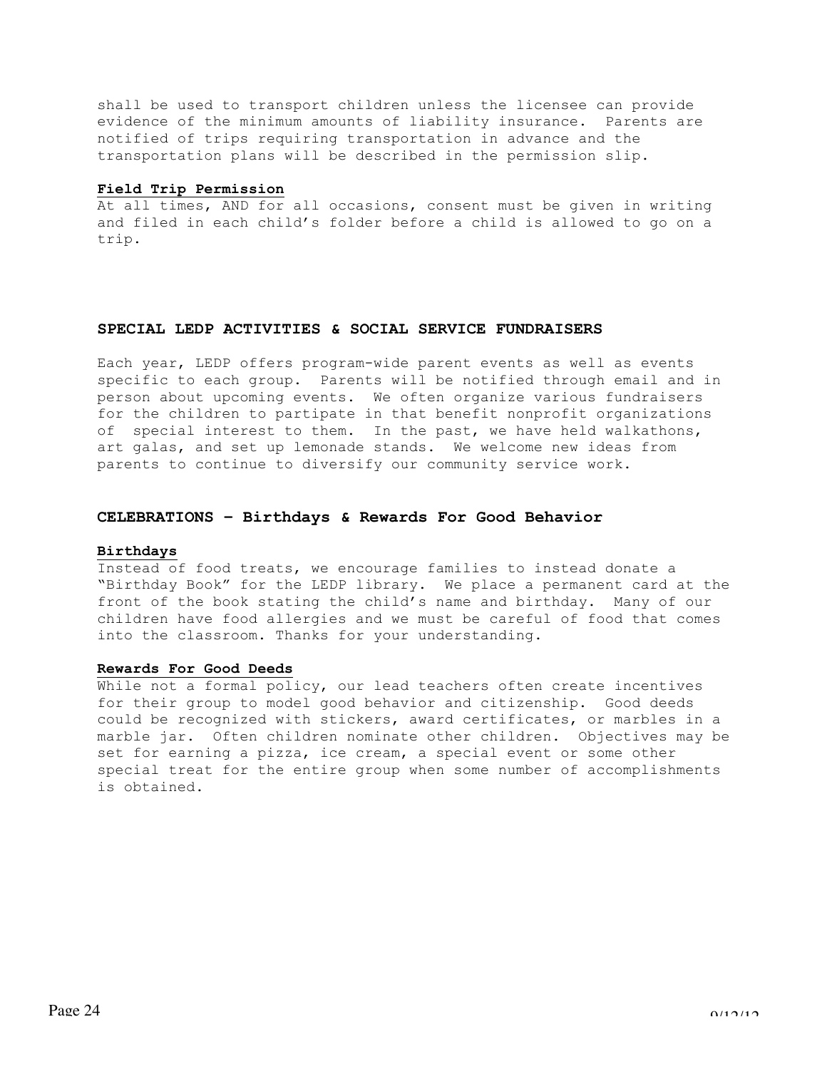shall be used to transport children unless the licensee can provide evidence of the minimum amounts of liability insurance. Parents are notified of trips requiring transportation in advance and the transportation plans will be described in the permission slip.

**Field Trip Permission**

At all times, AND for all occasions, consent must be given in writing and filed in each child's folder before a child is allowed to go on a trip.

## SPECIAL LEDP ACTIVITIES & SOCIAL SERVICE FUNDRAISERS

Each year, LEDP offers program-wide parent events as well as events specific to each group. Parents will be notified through email and in person about upcoming events. We often organize various fundraisers for the children to partipate in that benefit nonprofit organizations of special interest to them. In the past, we have held walkathons, art galas, and set up lemonade stands. We welcome new ideas from parents to continue to diversify our community service work.

## CELEBRATIONS – Birthdays & Rewards For Good Behavior

**Birthdays**

Instead of food treats, we encourage families to instead donate a "Birthday Book" for the LEDP library. We place a permanent card at the front of the book stating the child's name and birthday. Many of our children have food allergies and we must be careful of food that comes into the classroom. Thanks for your understanding.

**Rewards For Good Deeds**

While not a formal policy, our lead teachers often create incentives for their group to model good behavior and citizenship. Good deeds could be recognized with stickers, award certificates, or marbles in a marble jar. Often children nominate other children. Objectives may be set for earning a pizza, ice cream, a special event or some other special treat for the entire group when some number of accomplishments is obtained.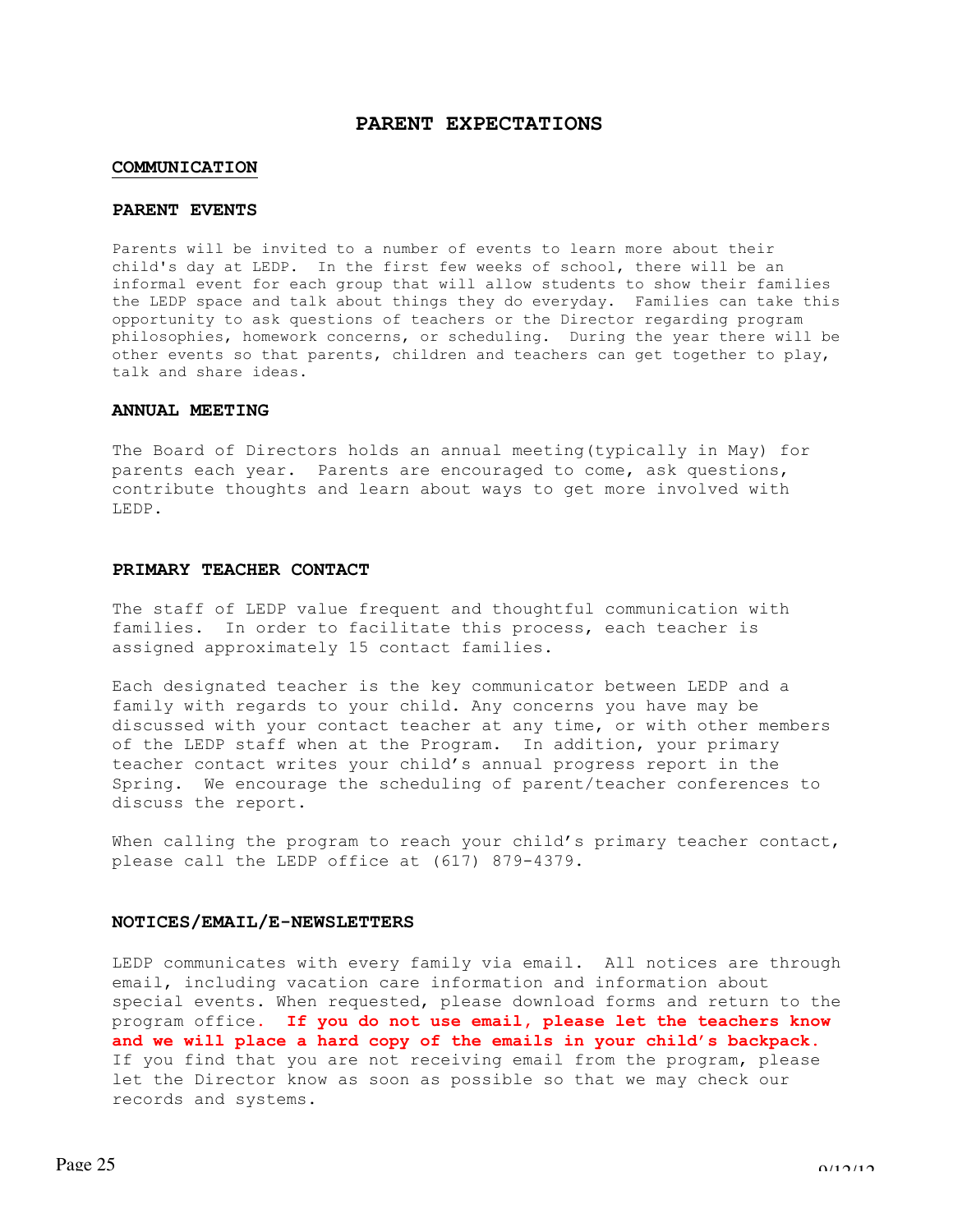# PARENT EXPECTATIONS

## COMMUNICATION

### PARENT EVENTS

Parents will be invited to a number of events to learn more about their child's day at LEDP. In the first few weeks of school, there will be an informal event for each group that will allow students to show their families the LEDP space and talk about things they do everyday. Families can take this opportunity to ask questions of teachers or the Director regarding program philosophies, homework concerns, or scheduling. During the year there will be other events so that parents, children and teachers can get together to play, talk and share ideas.

### ANNUAL MEETING

The Board of Directors holds an annual meeting(typically in May) for parents each year. Parents are encouraged to come, ask questions, contribute thoughts and learn about ways to get more involved with LEDP.

### PRIMARY TEACHER CONTACT

The staff of LEDP value frequent and thoughtful communication with families. In order to facilitate this process, each teacher is assigned approximately 15 contact families.

Each designated teacher is the key communicator between LEDP and a family with regards to your child. Any concerns you have may be discussed with your contact teacher at any time, or with other members of the LEDP staff when at the Program. In addition, your primary teacher contact writes your child's annual progress report in the Spring. We encourage the scheduling of parent/teacher conferences to discuss the report.

When calling the program to reach your child's primary teacher contact, please call the LEDP office at (617) 879-4379.

### NOTICES/EMAIL/E-NEWSLETTERS

LEDP communicates with every family via email. All notices are through email, including vacation care information and information about special events. When requested, please download forms and return to the program office. **If you do not use email, please let the teachers know and we will place a hard copy of the emails in your child's backpack.** If you find that you are not receiving email from the program, please let the Director know as soon as possible so that we may check our records and systems.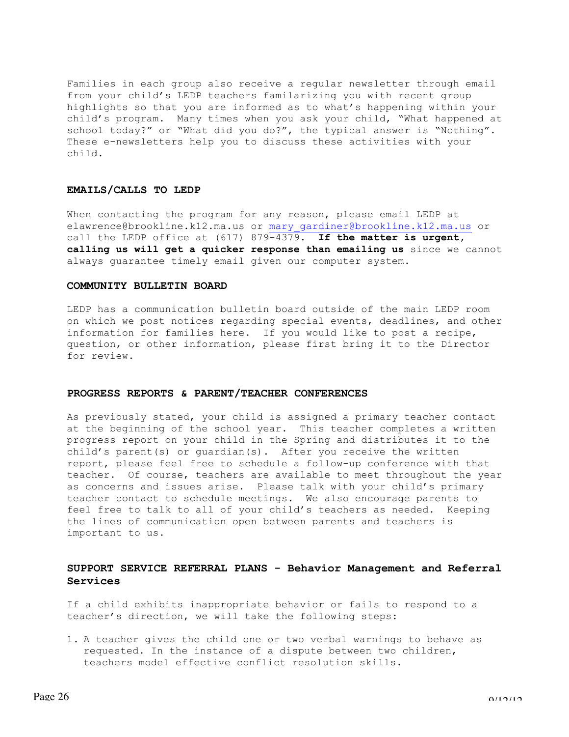Families in each group also receive a regular newsletter through email from your child's LEDP teachers familarizing you with recent group highlights so that you are informed as to what's happening within your child's program. Many times when you ask your child, "What happened at school today?" or "What did you do?", the typical answer is "Nothing". These e-newsletters help you to discuss these activities with your child.

### EMAILS/CALLS TO LEDP

When contacting the program for any reason, please email LEDP at elawrence@brookline.k12.ma.us or mary_gardiner@brookline.k12.ma.us or call the LEDP office at (617) 879-4379. **If the matter is urgent, calling us will get a quicker response than emailing us** since we cannot always guarantee timely email given our computer system.

### COMMUNITY BULLETIN BOARD

LEDP has a communication bulletin board outside of the main LEDP room on which we post notices regarding special events, deadlines, and other information for families here. If you would like to post a recipe, question, or other information, please first bring it to the Director for review.

### PROGRESS REPORTS & PARENT/TEACHER CONFERENCES

As previously stated, your child is assigned a primary teacher contact at the beginning of the school year. This teacher completes a written progress report on your child in the Spring and distributes it to the child's parent(s) or guardian(s). After you receive the written report, please feel free to schedule a follow-up conference with that teacher. Of course, teachers are available to meet throughout the year as concerns and issues arise. Please talk with your child's primary teacher contact to schedule meetings. We also encourage parents to feel free to talk to all of your child's teachers as needed. Keeping the lines of communication open between parents and teachers is important to us.

### SUPPORT SERVICE REFERRAL PLANS - Behavior Management and Referral Services

If a child exhibits inappropriate behavior or fails to respond to a teacher's direction, we will take the following steps:

1. A teacher gives the child one or two verbal warnings to behave as requested. In the instance of a dispute between two children, teachers model effective conflict resolution skills.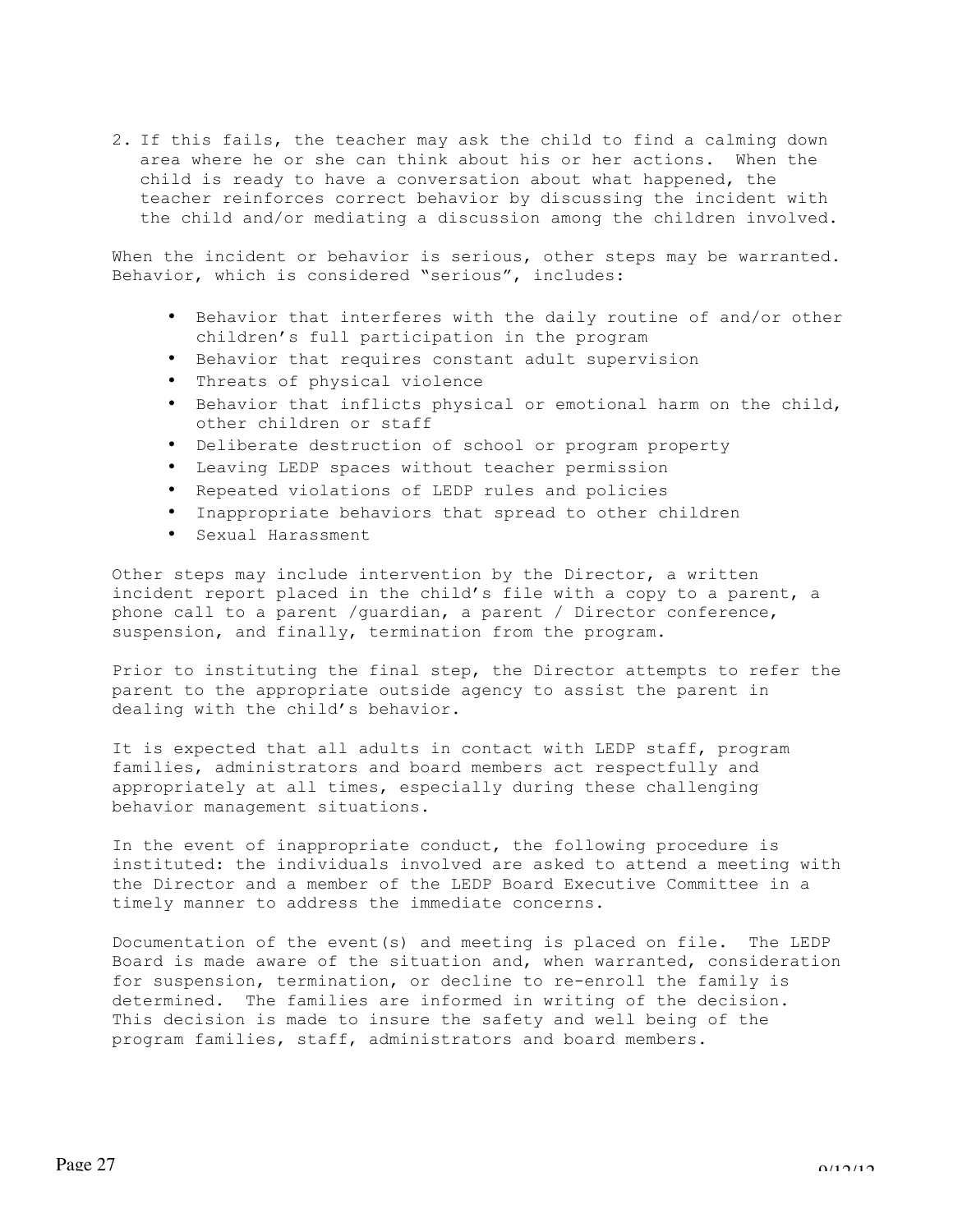2. If this fails, the teacher may ask the child to find a calming down area where he or she can think about his or her actions. When the child is ready to have a conversation about what happened, the teacher reinforces correct behavior by discussing the incident with the child and/or mediating a discussion among the children involved.

When the incident or behavior is serious, other steps may be warranted. Behavior, which is considered "serious", includes:

- Behavior that interferes with the daily routine of and/or other children's full participation in the program
- Behavior that requires constant adult supervision
- Threats of physical violence
- Behavior that inflicts physical or emotional harm on the child, other children or staff
- Deliberate destruction of school or program property
- Leaving LEDP spaces without teacher permission
- Repeated violations of LEDP rules and policies
- Inappropriate behaviors that spread to other children
- Sexual Harassment

Other steps may include intervention by the Director, a written incident report placed in the child's file with a copy to a parent, a phone call to a parent /guardian, a parent / Director conference, suspension, and finally, termination from the program.

Prior to instituting the final step, the Director attempts to refer the parent to the appropriate outside agency to assist the parent in dealing with the child's behavior.

It is expected that all adults in contact with LEDP staff, program families, administrators and board members act respectfully and appropriately at all times, especially during these challenging behavior management situations.

In the event of inappropriate conduct, the following procedure is instituted: the individuals involved are asked to attend a meeting with the Director and a member of the LEDP Board Executive Committee in a timely manner to address the immediate concerns.

Documentation of the event(s) and meeting is placed on file. The LEDP Board is made aware of the situation and, when warranted, consideration for suspension, termination, or decline to re-enroll the family is determined. The families are informed in writing of the decision. This decision is made to insure the safety and well being of the program families, staff, administrators and board members.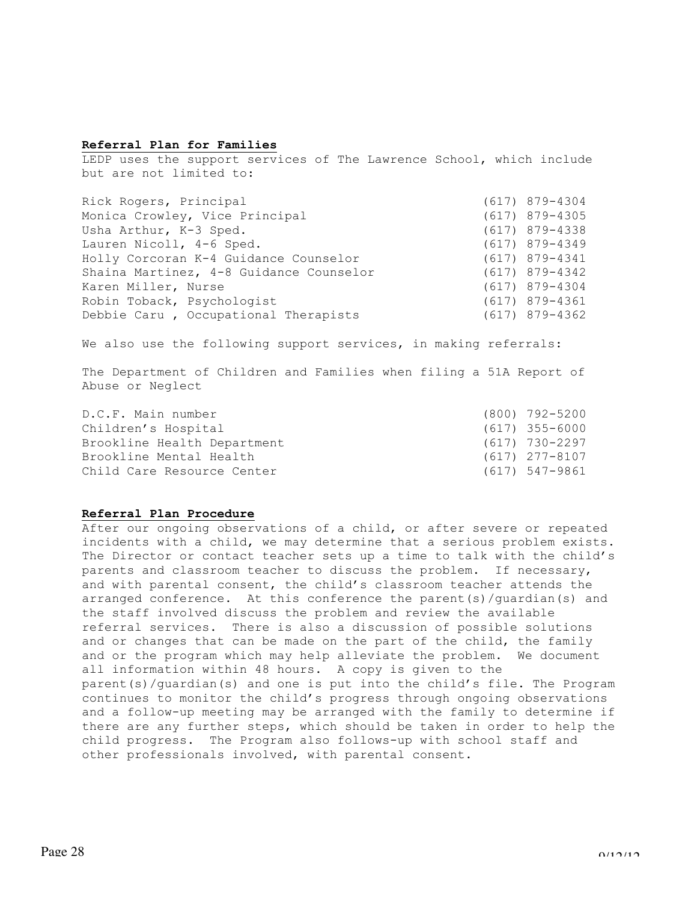**Referral Plan for Families**

LEDP uses the support services of The Lawrence School, which include but are not limited to:

| | |
|---|---|
| Rick Rogers, Principal | (617) 879-4304 |
| Monica Crowley, Vice Principal | (617) 879-4305 |
| Usha Arthur, K-3 Sped. | (617) 879-4338 |
| Lauren Nicoll, 4-6 Sped. | (617) 879-4349 |
| Holly Corcoran K-4 Guidance Counselor | (617) 879-4341 |
| Shaina Martinez, 4-8 Guidance Counselor | (617) 879-4342 |
| Karen Miller, Nurse | (617) 879-4304 |
| Robin Toback, Psychologist | (617) 879-4361 |
| Debbie Caru , Occupational Therapists | (617) 879-4362 |

We also use the following support services, in making referrals:

The Department of Children and Families when filing a 51A Report of Abuse or Neglect

| | |
|---|---|
| D.C.F. Main number | (800) 792-5200 |
| Children's Hospital | (617) 355-6000 |
| Brookline Health Department | (617) 730-2297 |
| Brookline Mental Health | (617) 277-8107 |
| Child Care Resource Center | (617) 547-9861 |

**Referral Plan Procedure**

After our ongoing observations of a child, or after severe or repeated incidents with a child, we may determine that a serious problem exists. The Director or contact teacher sets up a time to talk with the child's parents and classroom teacher to discuss the problem. If necessary, and with parental consent, the child's classroom teacher attends the arranged conference. At this conference the parent(s)/guardian(s) and the staff involved discuss the problem and review the available referral services. There is also a discussion of possible solutions and or changes that can be made on the part of the child, the family and or the program which may help alleviate the problem. We document all information within 48 hours. A copy is given to the parent(s)/guardian(s) and one is put into the child's file. The Program continues to monitor the child's progress through ongoing observations and a follow-up meeting may be arranged with the family to determine if there are any further steps, which should be taken in order to help the child progress. The Program also follows-up with school staff and other professionals involved, with parental consent.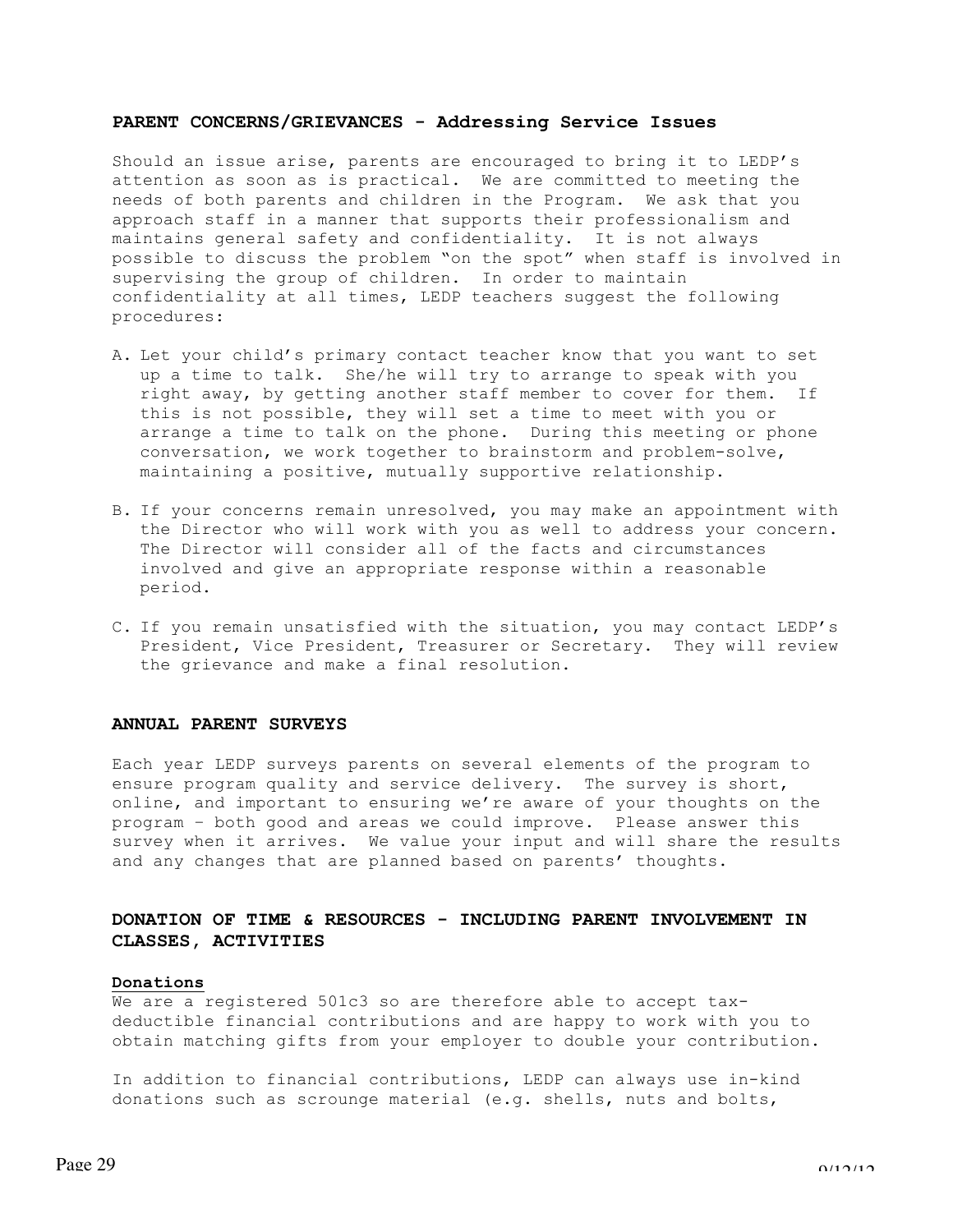## PARENT CONCERNS/GRIEVANCES - Addressing Service Issues

Should an issue arise, parents are encouraged to bring it to LEDP's attention as soon as is practical. We are committed to meeting the needs of both parents and children in the Program. We ask that you approach staff in a manner that supports their professionalism and maintains general safety and confidentiality. It is not always possible to discuss the problem "on the spot" when staff is involved in supervising the group of children. In order to maintain confidentiality at all times, LEDP teachers suggest the following procedures:

A. Let your child's primary contact teacher know that you want to set up a time to talk. She/he will try to arrange to speak with you right away, by getting another staff member to cover for them. If this is not possible, they will set a time to meet with you or arrange a time to talk on the phone. During this meeting or phone conversation, we work together to brainstorm and problem-solve, maintaining a positive, mutually supportive relationship.

B. If your concerns remain unresolved, you may make an appointment with the Director who will work with you as well to address your concern. The Director will consider all of the facts and circumstances involved and give an appropriate response within a reasonable period.

C. If you remain unsatisfied with the situation, you may contact LEDP's President, Vice President, Treasurer or Secretary. They will review the grievance and make a final resolution.

## ANNUAL PARENT SURVEYS

Each year LEDP surveys parents on several elements of the program to ensure program quality and service delivery. The survey is short, online, and important to ensuring we're aware of your thoughts on the program – both good and areas we could improve. Please answer this survey when it arrives. We value your input and will share the results and any changes that are planned based on parents' thoughts.

## DONATION OF TIME & RESOURCES - INCLUDING PARENT INVOLVEMENT IN CLASSES, ACTIVITIES

**Donations**

We are a registered 501c3 so are therefore able to accept tax-deductible financial contributions and are happy to work with you to obtain matching gifts from your employer to double your contribution.

In addition to financial contributions, LEDP can always use in-kind donations such as scrounge material (e.g. shells, nuts and bolts,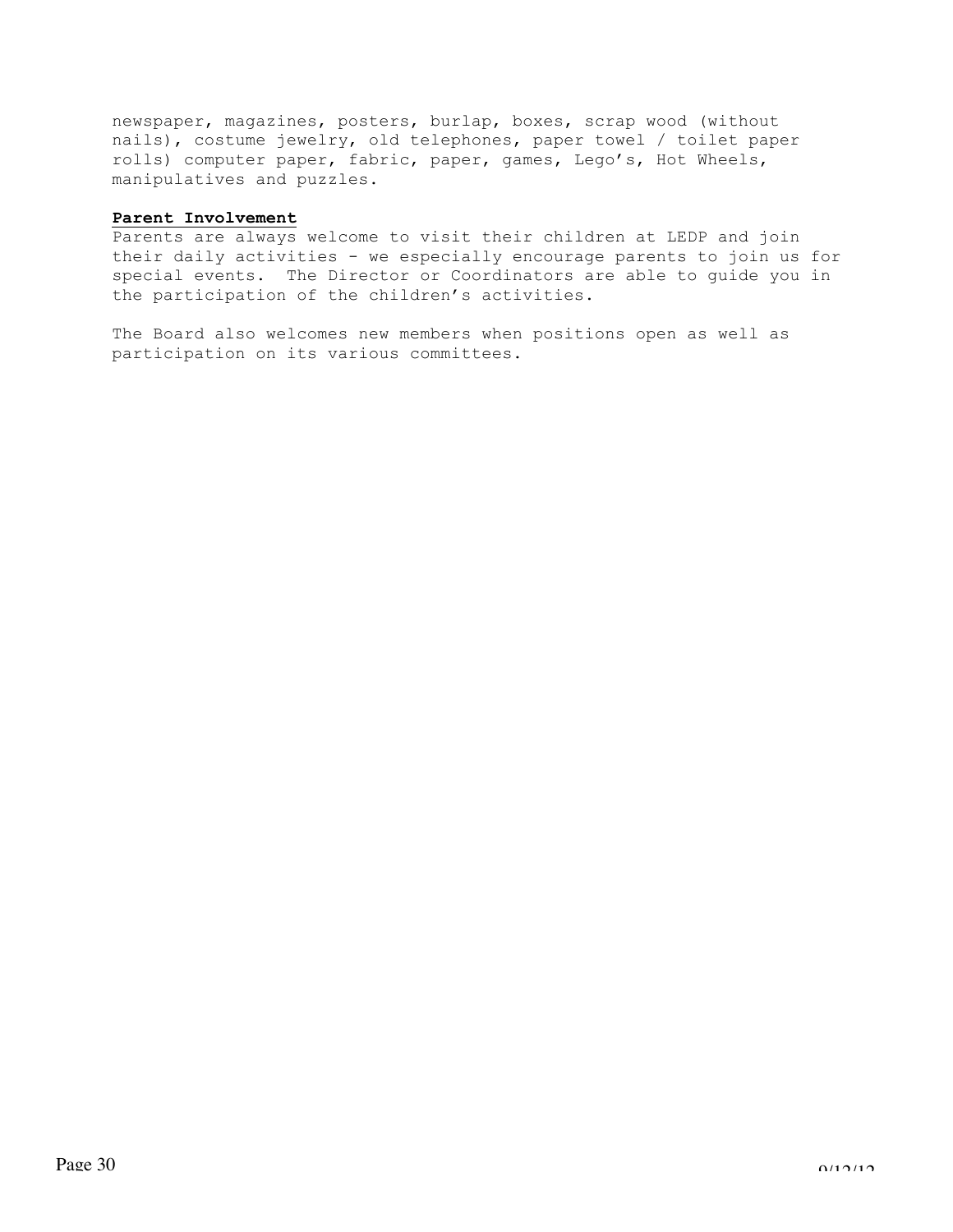newspaper, magazines, posters, burlap, boxes, scrap wood (without nails), costume jewelry, old telephones, paper towel / toilet paper rolls) computer paper, fabric, paper, games, Lego's, Hot Wheels, manipulatives and puzzles.

**Parent Involvement**

Parents are always welcome to visit their children at LEDP and join their daily activities - we especially encourage parents to join us for special events. The Director or Coordinators are able to guide you in the participation of the children's activities.

The Board also welcomes new members when positions open as well as participation on its various committees.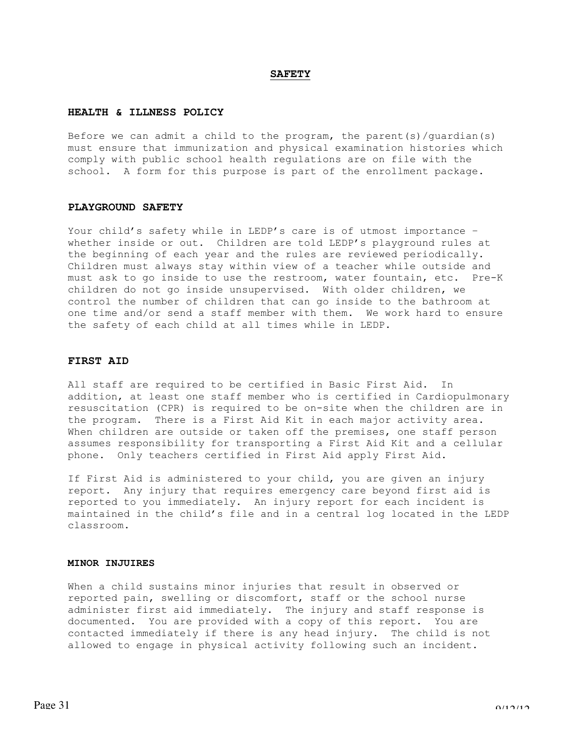# SAFETY

## HEALTH & ILLNESS POLICY

Before we can admit a child to the program, the parent(s)/guardian(s) must ensure that immunization and physical examination histories which comply with public school health regulations are on file with the school. A form for this purpose is part of the enrollment package.

## PLAYGROUND SAFETY

Your child's safety while in LEDP's care is of utmost importance – whether inside or out. Children are told LEDP's playground rules at the beginning of each year and the rules are reviewed periodically. Children must always stay within view of a teacher while outside and must ask to go inside to use the restroom, water fountain, etc. Pre-K children do not go inside unsupervised. With older children, we control the number of children that can go inside to the bathroom at one time and/or send a staff member with them. We work hard to ensure the safety of each child at all times while in LEDP.

## FIRST AID

All staff are required to be certified in Basic First Aid. In addition, at least one staff member who is certified in Cardiopulmonary resuscitation (CPR) is required to be on-site when the children are in the program. There is a First Aid Kit in each major activity area. When children are outside or taken off the premises, one staff person assumes responsibility for transporting a First Aid Kit and a cellular phone. Only teachers certified in First Aid apply First Aid.

If First Aid is administered to your child, you are given an injury report. Any injury that requires emergency care beyond first aid is reported to you immediately. An injury report for each incident is maintained in the child's file and in a central log located in the LEDP classroom.

## MINOR INJUIRES

When a child sustains minor injuries that result in observed or reported pain, swelling or discomfort, staff or the school nurse administer first aid immediately. The injury and staff response is documented. You are provided with a copy of this report. You are contacted immediately if there is any head injury. The child is not allowed to engage in physical activity following such an incident.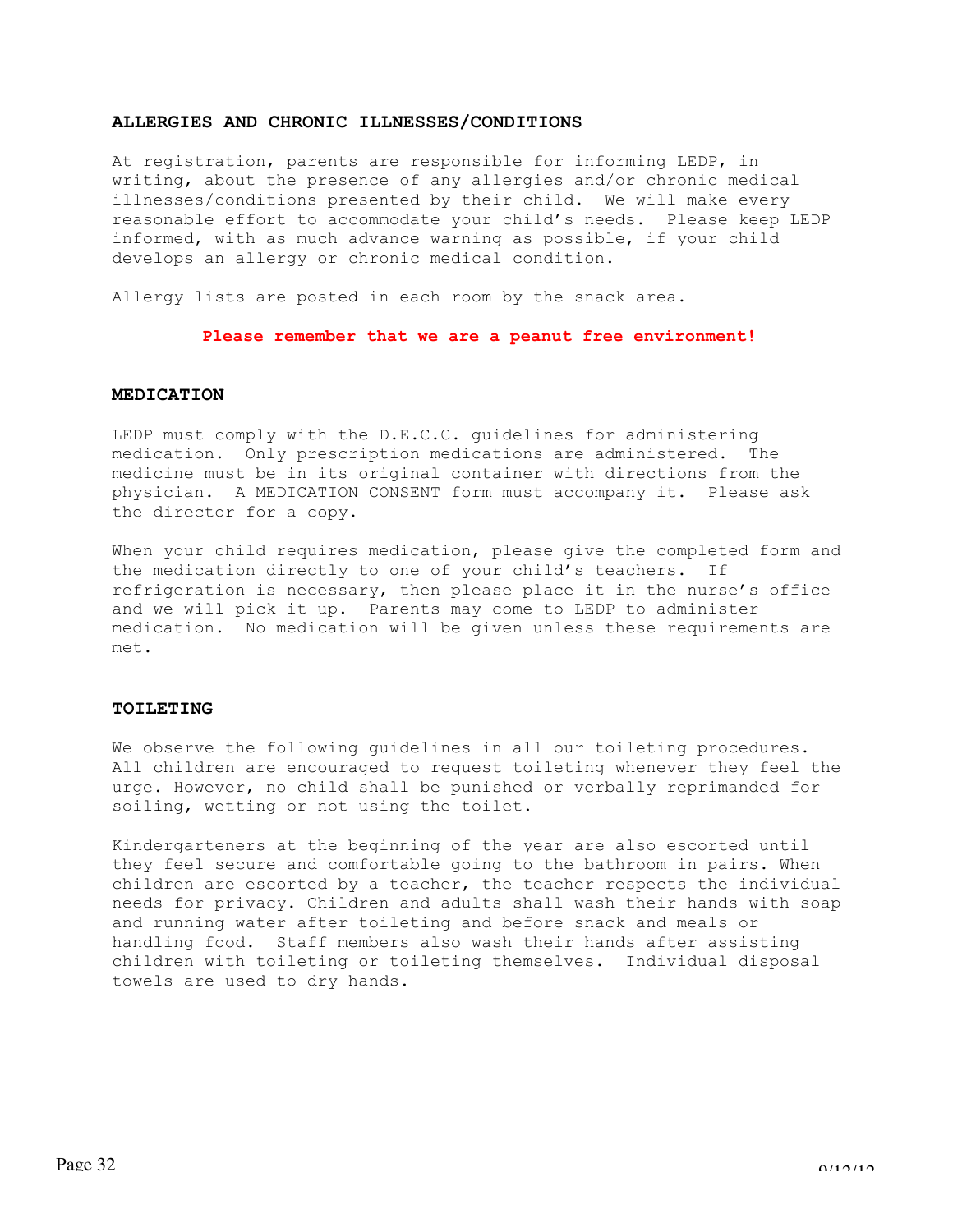## ALLERGIES AND CHRONIC ILLNESSES/CONDITIONS

At registration, parents are responsible for informing LEDP, in writing, about the presence of any allergies and/or chronic medical illnesses/conditions presented by their child. We will make every reasonable effort to accommodate your child's needs. Please keep LEDP informed, with as much advance warning as possible, if your child develops an allergy or chronic medical condition.

Allergy lists are posted in each room by the snack area.

**Please remember that we are a peanut free environment!**

## MEDICATION

LEDP must comply with the D.E.C.C. guidelines for administering medication. Only prescription medications are administered. The medicine must be in its original container with directions from the physician. A MEDICATION CONSENT form must accompany it. Please ask the director for a copy.

When your child requires medication, please give the completed form and the medication directly to one of your child's teachers. If refrigeration is necessary, then please place it in the nurse's office and we will pick it up. Parents may come to LEDP to administer medication. No medication will be given unless these requirements are met.

## TOILETING

We observe the following guidelines in all our toileting procedures. All children are encouraged to request toileting whenever they feel the urge. However, no child shall be punished or verbally reprimanded for soiling, wetting or not using the toilet.

Kindergarteners at the beginning of the year are also escorted until they feel secure and comfortable going to the bathroom in pairs. When children are escorted by a teacher, the teacher respects the individual needs for privacy. Children and adults shall wash their hands with soap and running water after toileting and before snack and meals or handling food. Staff members also wash their hands after assisting children with toileting or toileting themselves. Individual disposal towels are used to dry hands.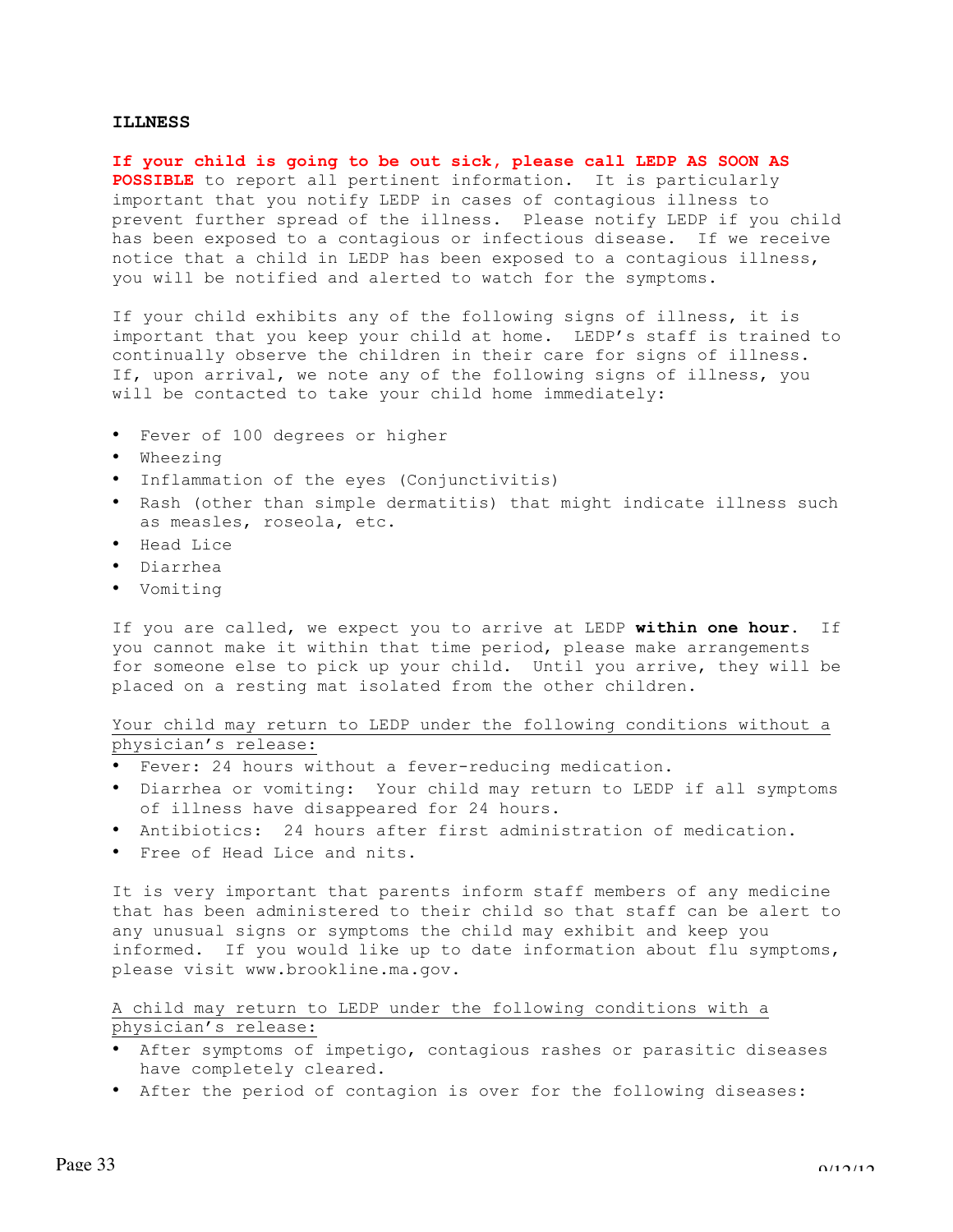**ILLNESS**

**If your child is going to be out sick, please call LEDP AS SOON AS POSSIBLE** to report all pertinent information. It is particularly important that you notify LEDP in cases of contagious illness to prevent further spread of the illness. Please notify LEDP if you child has been exposed to a contagious or infectious disease. If we receive notice that a child in LEDP has been exposed to a contagious illness, you will be notified and alerted to watch for the symptoms.

If your child exhibits any of the following signs of illness, it is important that you keep your child at home. LEDP's staff is trained to continually observe the children in their care for signs of illness. If, upon arrival, we note any of the following signs of illness, you will be contacted to take your child home immediately:

- Fever of 100 degrees or higher
- Wheezing
- Inflammation of the eyes (Conjunctivitis)
- Rash (other than simple dermatitis) that might indicate illness such as measles, roseola, etc.
- Head Lice
- Diarrhea
- Vomiting

If you are called, we expect you to arrive at LEDP **within one hour**. If you cannot make it within that time period, please make arrangements for someone else to pick up your child. Until you arrive, they will be placed on a resting mat isolated from the other children.

<u>Your child may return to LEDP under the following conditions without a physician's release:</u>

- Fever: 24 hours without a fever-reducing medication.
- Diarrhea or vomiting: Your child may return to LEDP if all symptoms of illness have disappeared for 24 hours.
- Antibiotics: 24 hours after first administration of medication.
- Free of Head Lice and nits.

It is very important that parents inform staff members of any medicine that has been administered to their child so that staff can be alert to any unusual signs or symptoms the child may exhibit and keep you informed. If you would like up to date information about flu symptoms, please visit www.brookline.ma.gov.

<u>A child may return to LEDP under the following conditions with a physician's release:</u>

- After symptoms of impetigo, contagious rashes or parasitic diseases have completely cleared.
- After the period of contagion is over for the following diseases: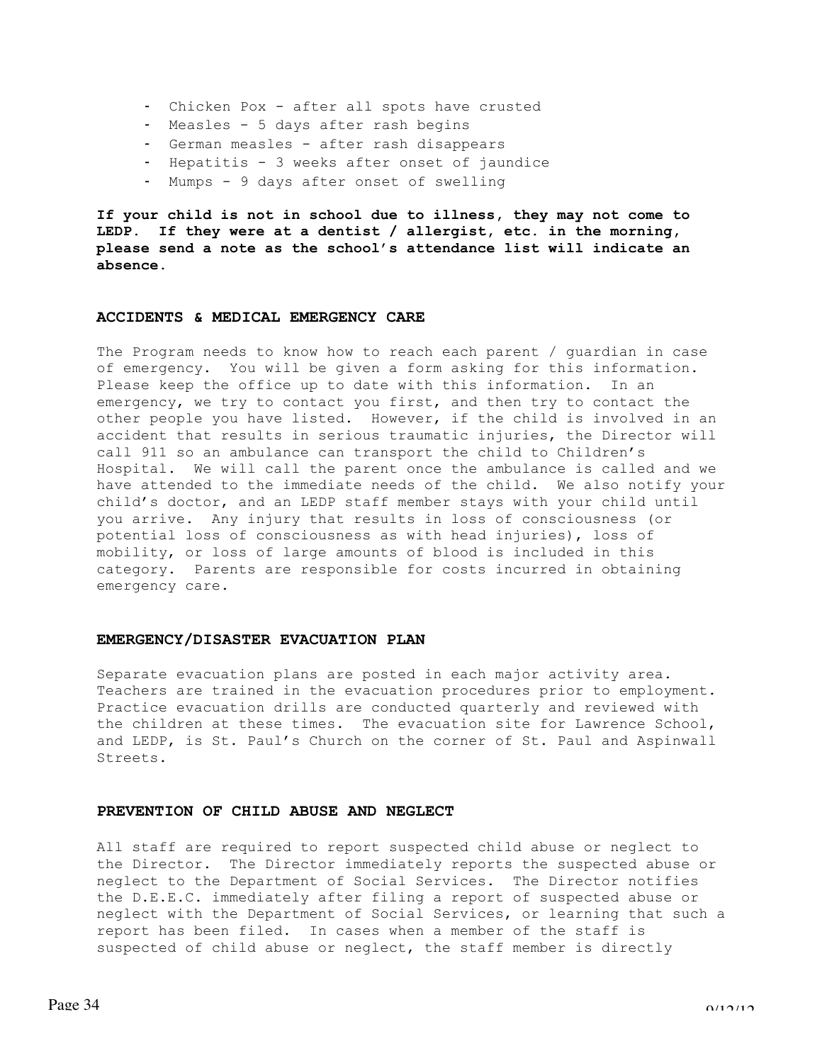- Chicken Pox - after all spots have crusted
- Measles - 5 days after rash begins
- German measles - after rash disappears
- Hepatitis - 3 weeks after onset of jaundice
- Mumps - 9 days after onset of swelling

**If your child is not in school due to illness, they may not come to LEDP. If they were at a dentist / allergist, etc. in the morning, please send a note as the school's attendance list will indicate an absence.**

### ACCIDENTS & MEDICAL EMERGENCY CARE

The Program needs to know how to reach each parent / guardian in case of emergency. You will be given a form asking for this information. Please keep the office up to date with this information. In an emergency, we try to contact you first, and then try to contact the other people you have listed. However, if the child is involved in an accident that results in serious traumatic injuries, the Director will call 911 so an ambulance can transport the child to Children's Hospital. We will call the parent once the ambulance is called and we have attended to the immediate needs of the child. We also notify your child's doctor, and an LEDP staff member stays with your child until you arrive. Any injury that results in loss of consciousness (or potential loss of consciousness as with head injuries), loss of mobility, or loss of large amounts of blood is included in this category. Parents are responsible for costs incurred in obtaining emergency care.

### EMERGENCY/DISASTER EVACUATION PLAN

Separate evacuation plans are posted in each major activity area. Teachers are trained in the evacuation procedures prior to employment. Practice evacuation drills are conducted quarterly and reviewed with the children at these times. The evacuation site for Lawrence School, and LEDP, is St. Paul's Church on the corner of St. Paul and Aspinwall Streets.

### PREVENTION OF CHILD ABUSE AND NEGLECT

All staff are required to report suspected child abuse or neglect to the Director. The Director immediately reports the suspected abuse or neglect to the Department of Social Services. The Director notifies the D.E.E.C. immediately after filing a report of suspected abuse or neglect with the Department of Social Services, or learning that such a report has been filed. In cases when a member of the staff is suspected of child abuse or neglect, the staff member is directly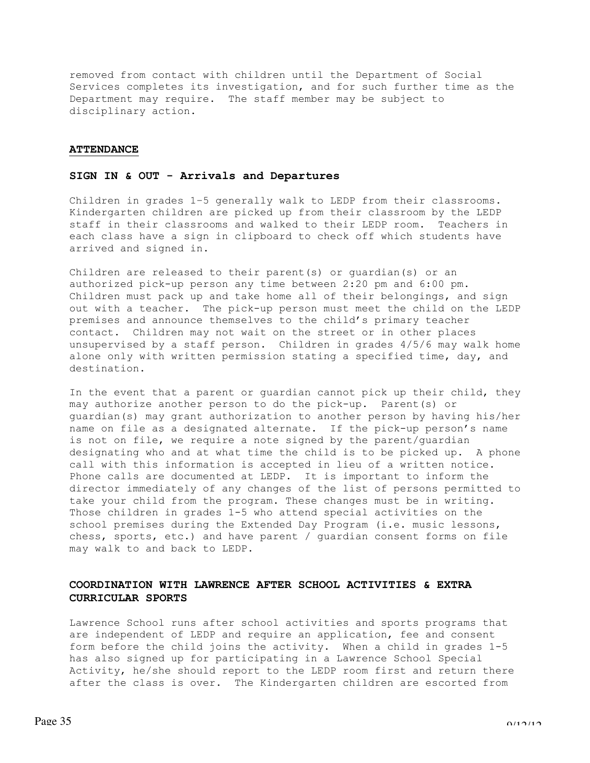removed from contact with children until the Department of Social Services completes its investigation, and for such further time as the Department may require. The staff member may be subject to disciplinary action.

## ATTENDANCE

### SIGN IN & OUT - Arrivals and Departures

Children in grades 1–5 generally walk to LEDP from their classrooms. Kindergarten children are picked up from their classroom by the LEDP staff in their classrooms and walked to their LEDP room. Teachers in each class have a sign in clipboard to check off which students have arrived and signed in.

Children are released to their parent(s) or guardian(s) or an authorized pick-up person any time between 2:20 pm and 6:00 pm. Children must pack up and take home all of their belongings, and sign out with a teacher. The pick-up person must meet the child on the LEDP premises and announce themselves to the child's primary teacher contact. Children may not wait on the street or in other places unsupervised by a staff person. Children in grades 4/5/6 may walk home alone only with written permission stating a specified time, day, and destination.

In the event that a parent or guardian cannot pick up their child, they may authorize another person to do the pick-up. Parent(s) or guardian(s) may grant authorization to another person by having his/her name on file as a designated alternate. If the pick-up person's name is not on file, we require a note signed by the parent/guardian designating who and at what time the child is to be picked up. A phone call with this information is accepted in lieu of a written notice. Phone calls are documented at LEDP. It is important to inform the director immediately of any changes of the list of persons permitted to take your child from the program. These changes must be in writing. Those children in grades 1-5 who attend special activities on the school premises during the Extended Day Program (i.e. music lessons, chess, sports, etc.) and have parent / guardian consent forms on file may walk to and back to LEDP.

### COORDINATION WITH LAWRENCE AFTER SCHOOL ACTIVITIES & EXTRA CURRICULAR SPORTS

Lawrence School runs after school activities and sports programs that are independent of LEDP and require an application, fee and consent form before the child joins the activity. When a child in grades 1-5 has also signed up for participating in a Lawrence School Special Activity, he/she should report to the LEDP room first and return there after the class is over. The Kindergarten children are escorted from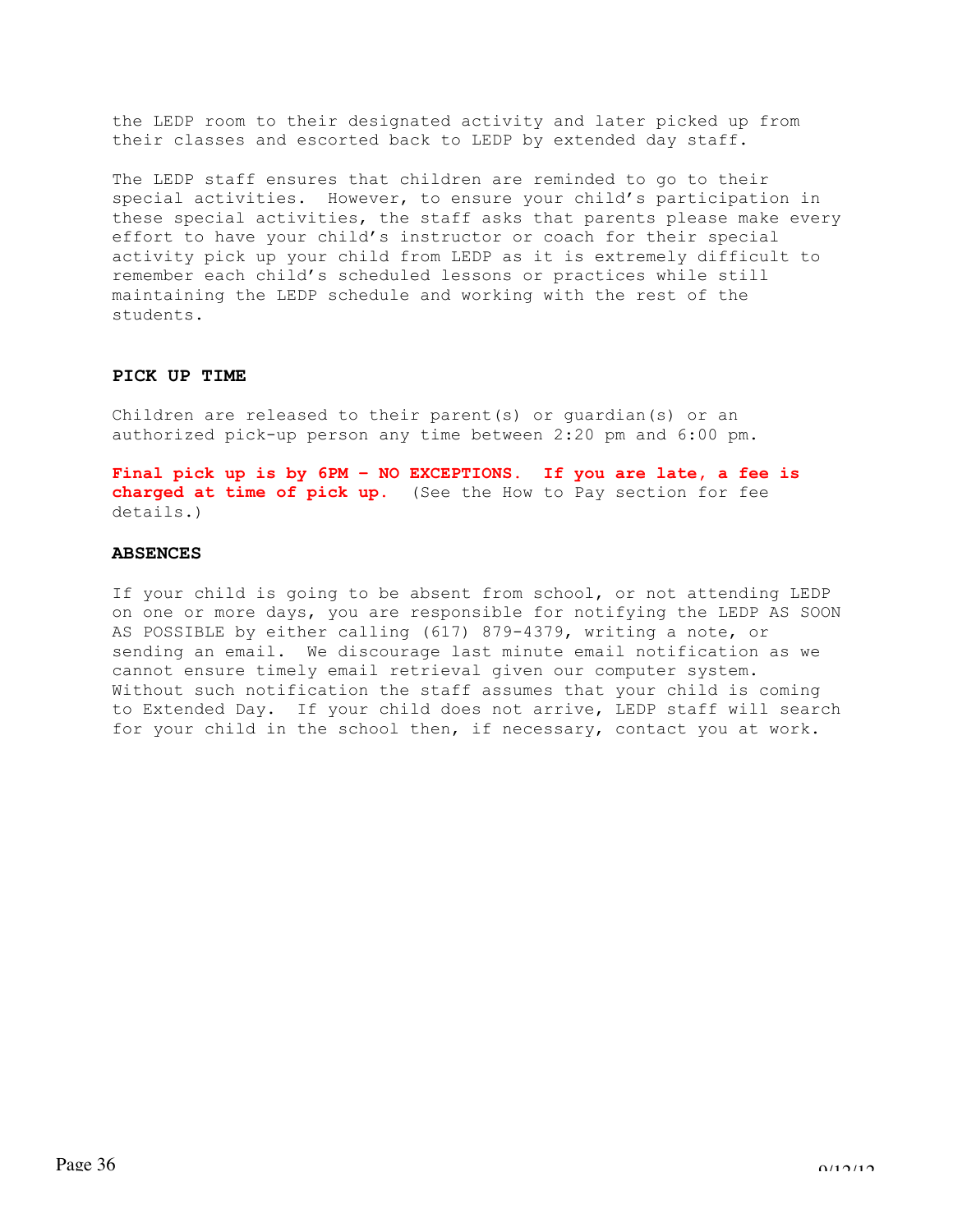the LEDP room to their designated activity and later picked up from their classes and escorted back to LEDP by extended day staff.

The LEDP staff ensures that children are reminded to go to their special activities. However, to ensure your child's participation in these special activities, the staff asks that parents please make every effort to have your child's instructor or coach for their special activity pick up your child from LEDP as it is extremely difficult to remember each child's scheduled lessons or practices while still maintaining the LEDP schedule and working with the rest of the students.

**PICK UP TIME**

Children are released to their parent(s) or guardian(s) or an authorized pick-up person any time between 2:20 pm and 6:00 pm.

**Final pick up is by 6PM – NO EXCEPTIONS. If you are late, a fee is charged at time of pick up.** (See the How to Pay section for fee details.)

**ABSENCES**

If your child is going to be absent from school, or not attending LEDP on one or more days, you are responsible for notifying the LEDP AS SOON AS POSSIBLE by either calling (617) 879-4379, writing a note, or sending an email. We discourage last minute email notification as we cannot ensure timely email retrieval given our computer system. Without such notification the staff assumes that your child is coming to Extended Day. If your child does not arrive, LEDP staff will search for your child in the school then, if necessary, contact you at work.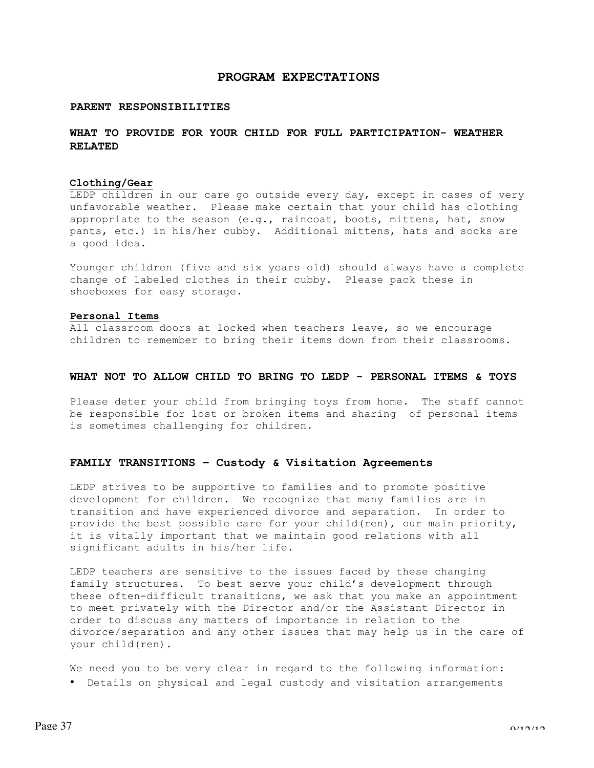# PROGRAM EXPECTATIONS

## PARENT RESPONSIBILITIES

## WHAT TO PROVIDE FOR YOUR CHILD FOR FULL PARTICIPATION- WEATHER RELATED

### Clothing/Gear

LEDP children in our care go outside every day, except in cases of very unfavorable weather. Please make certain that your child has clothing appropriate to the season (e.g., raincoat, boots, mittens, hat, snow pants, etc.) in his/her cubby. Additional mittens, hats and socks are a good idea.

Younger children (five and six years old) should always have a complete change of labeled clothes in their cubby. Please pack these in shoeboxes for easy storage.

### Personal Items

All classroom doors at locked when teachers leave, so we encourage children to remember to bring their items down from their classrooms.

## WHAT NOT TO ALLOW CHILD TO BRING TO LEDP - PERSONAL ITEMS & TOYS

Please deter your child from bringing toys from home. The staff cannot be responsible for lost or broken items and sharing of personal items is sometimes challenging for children.

## FAMILY TRANSITIONS – Custody & Visitation Agreements

LEDP strives to be supportive to families and to promote positive development for children. We recognize that many families are in transition and have experienced divorce and separation. In order to provide the best possible care for your child(ren), our main priority, it is vitally important that we maintain good relations with all significant adults in his/her life.

LEDP teachers are sensitive to the issues faced by these changing family structures. To best serve your child's development through these often-difficult transitions, we ask that you make an appointment to meet privately with the Director and/or the Assistant Director in order to discuss any matters of importance in relation to the divorce/separation and any other issues that may help us in the care of your child(ren).

We need you to be very clear in regard to the following information:

- Details on physical and legal custody and visitation arrangements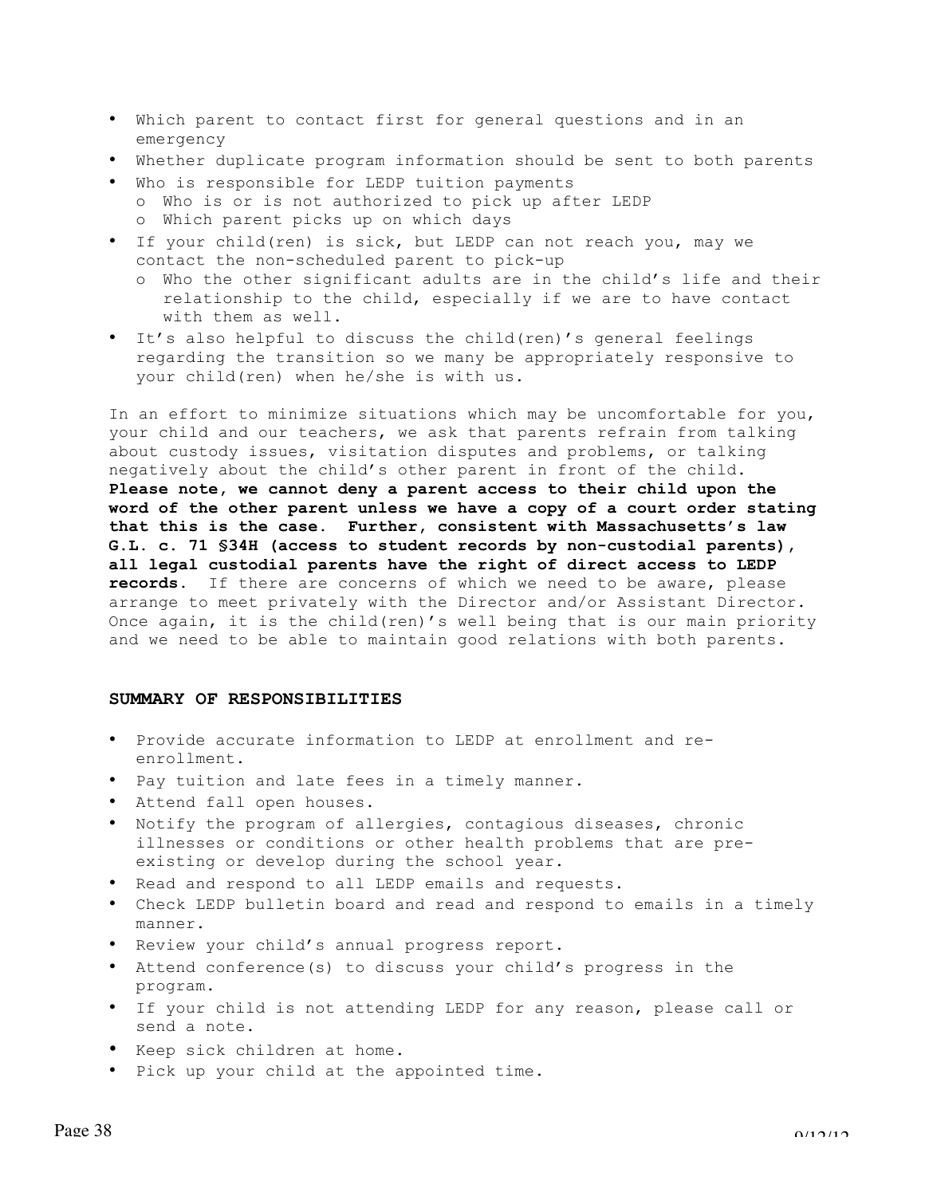- Which parent to contact first for general questions and in an emergency
- Whether duplicate program information should be sent to both parents
- Who is responsible for LEDP tuition payments
  - Who is or is not authorized to pick up after LEDP
  - Which parent picks up on which days
- If your child(ren) is sick, but LEDP can not reach you, may we contact the non-scheduled parent to pick-up
  - Who the other significant adults are in the child's life and their relationship to the child, especially if we are to have contact with them as well.
- It's also helpful to discuss the child(ren)'s general feelings regarding the transition so we many be appropriately responsive to your child(ren) when he/she is with us.

In an effort to minimize situations which may be uncomfortable for you, your child and our teachers, we ask that parents refrain from talking about custody issues, visitation disputes and problems, or talking negatively about the child's other parent in front of the child. **Please note, we cannot deny a parent access to their child upon the word of the other parent unless we have a copy of a court order stating that this is the case. Further, consistent with Massachusetts's law G.L. c. 71 §34H (access to student records by non-custodial parents), all legal custodial parents have the right of direct access to LEDP records.** If there are concerns of which we need to be aware, please arrange to meet privately with the Director and/or Assistant Director. Once again, it is the child(ren)'s well being that is our main priority and we need to be able to maintain good relations with both parents.

**SUMMARY OF RESPONSIBILITIES**

- Provide accurate information to LEDP at enrollment and re-enrollment.
- Pay tuition and late fees in a timely manner.
- Attend fall open houses.
- Notify the program of allergies, contagious diseases, chronic illnesses or conditions or other health problems that are pre-existing or develop during the school year.
- Read and respond to all LEDP emails and requests.
- Check LEDP bulletin board and read and respond to emails in a timely manner.
- Review your child's annual progress report.
- Attend conference(s) to discuss your child's progress in the program.
- If your child is not attending LEDP for any reason, please call or send a note.
- Keep sick children at home.
- Pick up your child at the appointed time.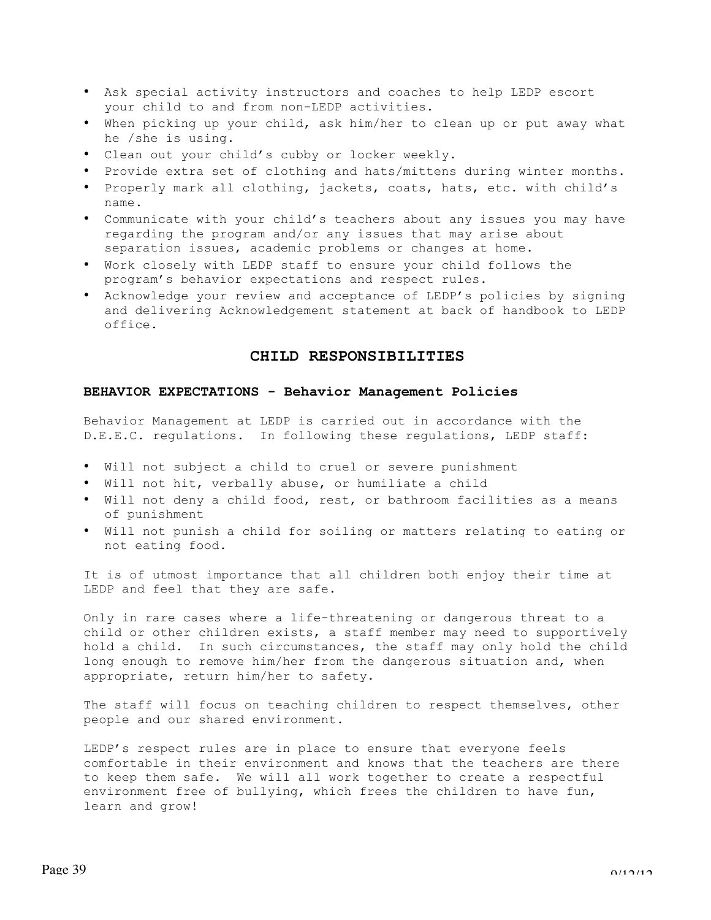- Ask special activity instructors and coaches to help LEDP escort your child to and from non-LEDP activities.
- When picking up your child, ask him/her to clean up or put away what he /she is using.
- Clean out your child's cubby or locker weekly.
- Provide extra set of clothing and hats/mittens during winter months.
- Properly mark all clothing, jackets, coats, hats, etc. with child's name.
- Communicate with your child's teachers about any issues you may have regarding the program and/or any issues that may arise about separation issues, academic problems or changes at home.
- Work closely with LEDP staff to ensure your child follows the program's behavior expectations and respect rules.
- Acknowledge your review and acceptance of LEDP's policies by signing and delivering Acknowledgement statement at back of handbook to LEDP office.

## CHILD RESPONSIBILITIES

### BEHAVIOR EXPECTATIONS - Behavior Management Policies

Behavior Management at LEDP is carried out in accordance with the D.E.E.C. regulations. In following these regulations, LEDP staff:

- Will not subject a child to cruel or severe punishment
- Will not hit, verbally abuse, or humiliate a child
- Will not deny a child food, rest, or bathroom facilities as a means of punishment
- Will not punish a child for soiling or matters relating to eating or not eating food.

It is of utmost importance that all children both enjoy their time at LEDP and feel that they are safe.

Only in rare cases where a life-threatening or dangerous threat to a child or other children exists, a staff member may need to supportively hold a child. In such circumstances, the staff may only hold the child long enough to remove him/her from the dangerous situation and, when appropriate, return him/her to safety.

The staff will focus on teaching children to respect themselves, other people and our shared environment.

LEDP's respect rules are in place to ensure that everyone feels comfortable in their environment and knows that the teachers are there to keep them safe. We will all work together to create a respectful environment free of bullying, which frees the children to have fun, learn and grow!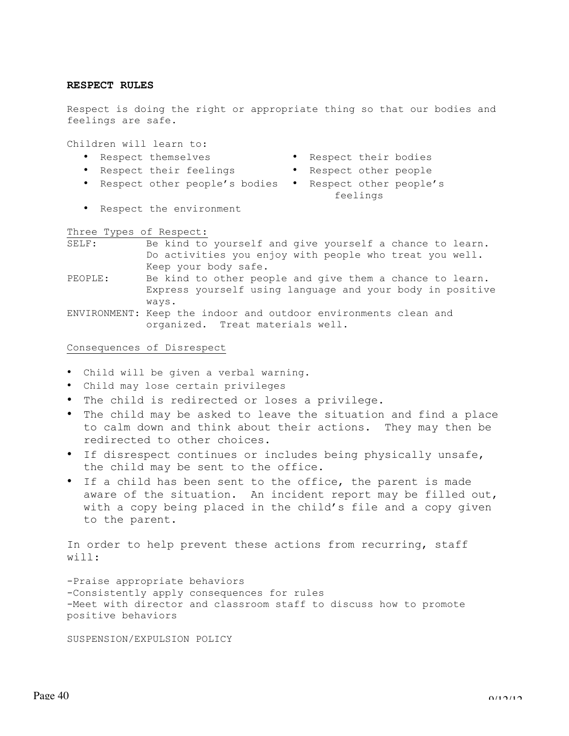**RESPECT RULES**

Respect is doing the right or appropriate thing so that our bodies and feelings are safe.

Children will learn to:

- Respect themselves
- Respect their bodies
- Respect their feelings
- Respect other people
- Respect other people's bodies
- Respect other people's feelings
- Respect the environment

Three Types of Respect:

SELF: Be kind to yourself and give yourself a chance to learn. Do activities you enjoy with people who treat you well. Keep your body safe.

PEOPLE: Be kind to other people and give them a chance to learn. Express yourself using language and your body in positive ways.

ENVIRONMENT: Keep the indoor and outdoor environments clean and organized. Treat materials well.

Consequences of Disrespect

- Child will be given a verbal warning.
- Child may lose certain privileges
- The child is redirected or loses a privilege.
- The child may be asked to leave the situation and find a place to calm down and think about their actions. They may then be redirected to other choices.
- If disrespect continues or includes being physically unsafe, the child may be sent to the office.
- If a child has been sent to the office, the parent is made aware of the situation. An incident report may be filled out, with a copy being placed in the child's file and a copy given to the parent.

In order to help prevent these actions from recurring, staff will:

-Praise appropriate behaviors
-Consistently apply consequences for rules
-Meet with director and classroom staff to discuss how to promote positive behaviors

SUSPENSION/EXPULSION POLICY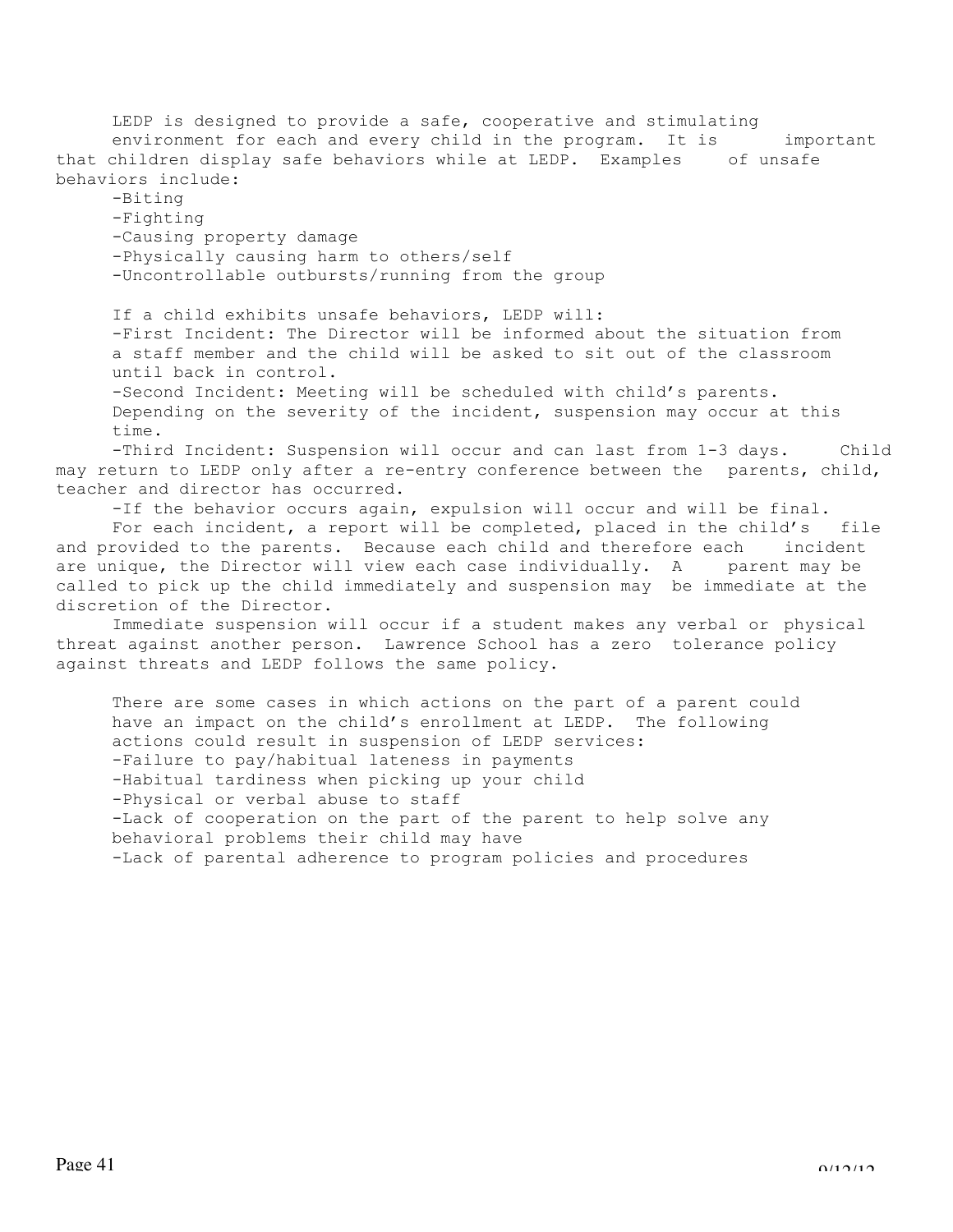LEDP is designed to provide a safe, cooperative and stimulating environment for each and every child in the program. It is important that children display safe behaviors while at LEDP. Examples of unsafe behaviors include:

- Biting
- Fighting
- Causing property damage
- Physically causing harm to others/self
- Uncontrollable outbursts/running from the group

If a child exhibits unsafe behaviors, LEDP will:

- First Incident: The Director will be informed about the situation from a staff member and the child will be asked to sit out of the classroom until back in control.
- Second Incident: Meeting will be scheduled with child's parents. Depending on the severity of the incident, suspension may occur at this time.
- Third Incident: Suspension will occur and can last from 1-3 days. Child may return to LEDP only after a re-entry conference between the parents, child, teacher and director has occurred.
- If the behavior occurs again, expulsion will occur and will be final.

For each incident, a report will be completed, placed in the child's file and provided to the parents. Because each child and therefore each incident are unique, the Director will view each case individually. A parent may be called to pick up the child immediately and suspension may be immediate at the discretion of the Director.

Immediate suspension will occur if a student makes any verbal or physical threat against another person. Lawrence School has a zero tolerance policy against threats and LEDP follows the same policy.

There are some cases in which actions on the part of a parent could have an impact on the child's enrollment at LEDP. The following actions could result in suspension of LEDP services:

- Failure to pay/habitual lateness in payments
- Habitual tardiness when picking up your child
- Physical or verbal abuse to staff
- Lack of cooperation on the part of the parent to help solve any behavioral problems their child may have
- Lack of parental adherence to program policies and procedures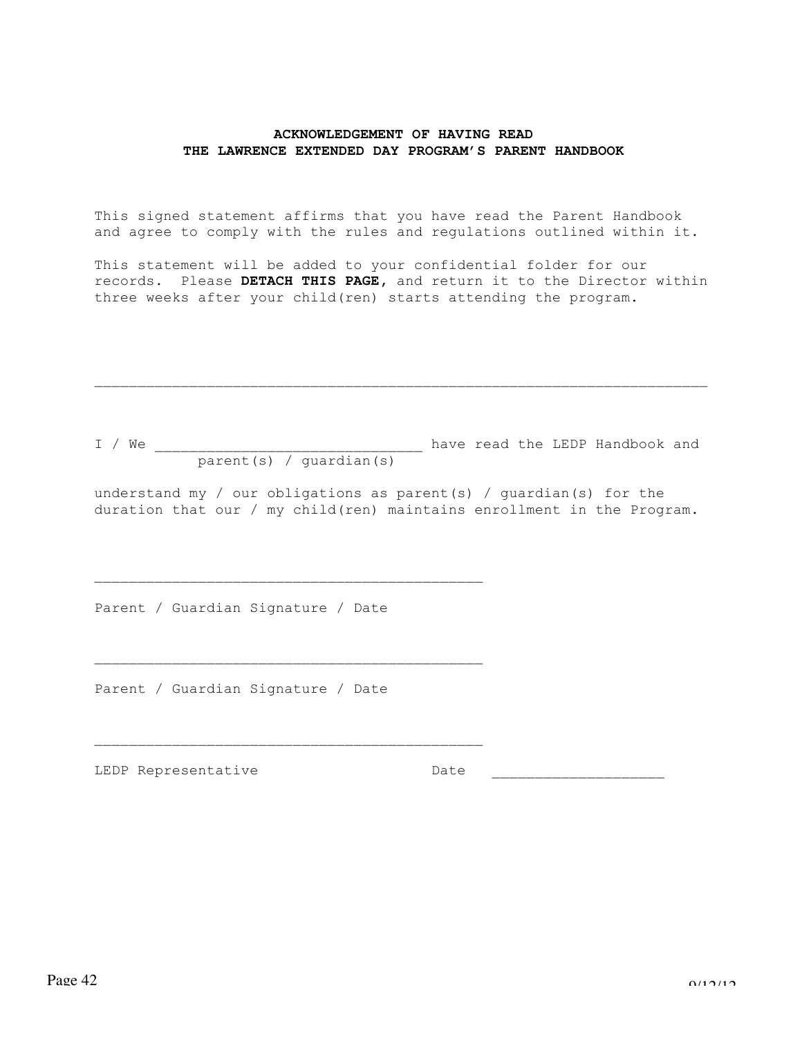**ACKNOWLEDGEMENT OF HAVING READ**
**THE LAWRENCE EXTENDED DAY PROGRAM'S PARENT HANDBOOK**

This signed statement affirms that you have read the Parent Handbook and agree to comply with the rules and regulations outlined within it.

This statement will be added to your confidential folder for our records. Please **DETACH THIS PAGE,** and return it to the Director within three weeks after your child(ren) starts attending the program.

---

I / We _______________________________ have read the LEDP Handbook and
parent(s) / guardian(s)

understand my / our obligations as parent(s) / guardian(s) for the duration that our / my child(ren) maintains enrollment in the Program.

_____________________________________________

Parent / Guardian Signature / Date

_____________________________________________

Parent / Guardian Signature / Date

_____________________________________________

LEDP Representative                    Date ____________________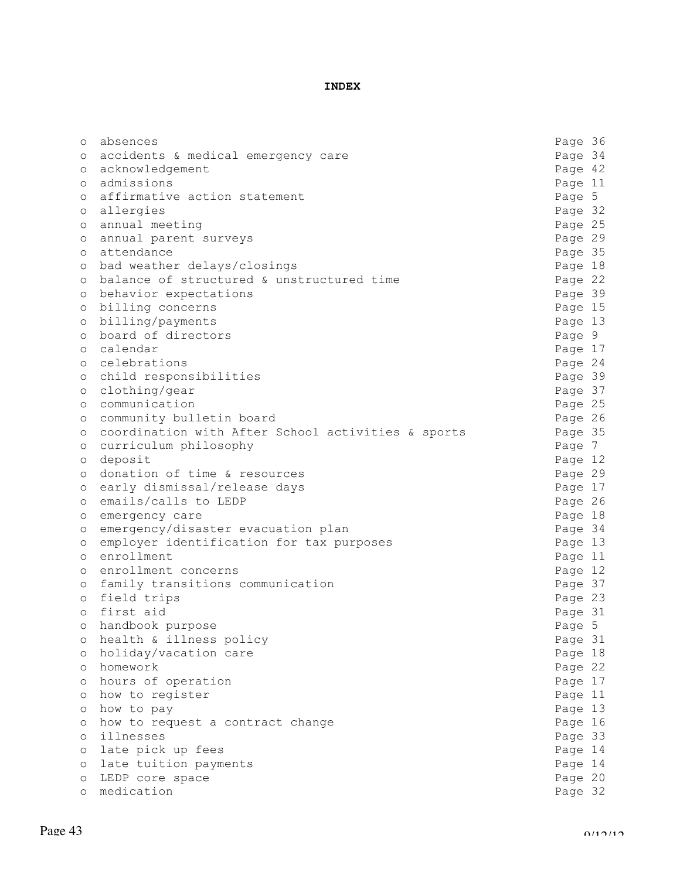# INDEX

- absences Page 36
- accidents & medical emergency care Page 34
- acknowledgement Page 42
- admissions Page 11
- affirmative action statement Page 5
- allergies Page 32
- annual meeting Page 25
- annual parent surveys Page 29
- attendance Page 35
- bad weather delays/closings Page 18
- balance of structured & unstructured time Page 22
- behavior expectations Page 39
- billing concerns Page 15
- billing/payments Page 13
- board of directors Page 9
- calendar Page 17
- celebrations Page 24
- child responsibilities Page 39
- clothing/gear Page 37
- communication Page 25
- community bulletin board Page 26
- coordination with After School activities & sports Page 35
- curriculum philosophy Page 7
- deposit Page 12
- donation of time & resources Page 29
- early dismissal/release days Page 17
- emails/calls to LEDP Page 26
- emergency care Page 18
- emergency/disaster evacuation plan Page 34
- employer identification for tax purposes Page 13
- enrollment Page 11
- enrollment concerns Page 12
- family transitions communication Page 37
- field trips Page 23
- first aid Page 31
- handbook purpose Page 5
- health & illness policy Page 31
- holiday/vacation care Page 18
- homework Page 22
- hours of operation Page 17
- how to register Page 11
- how to pay Page 13
- how to request a contract change Page 16
- illnesses Page 33
- late pick up fees Page 14
- late tuition payments Page 14
- LEDP core space Page 20
- medication Page 32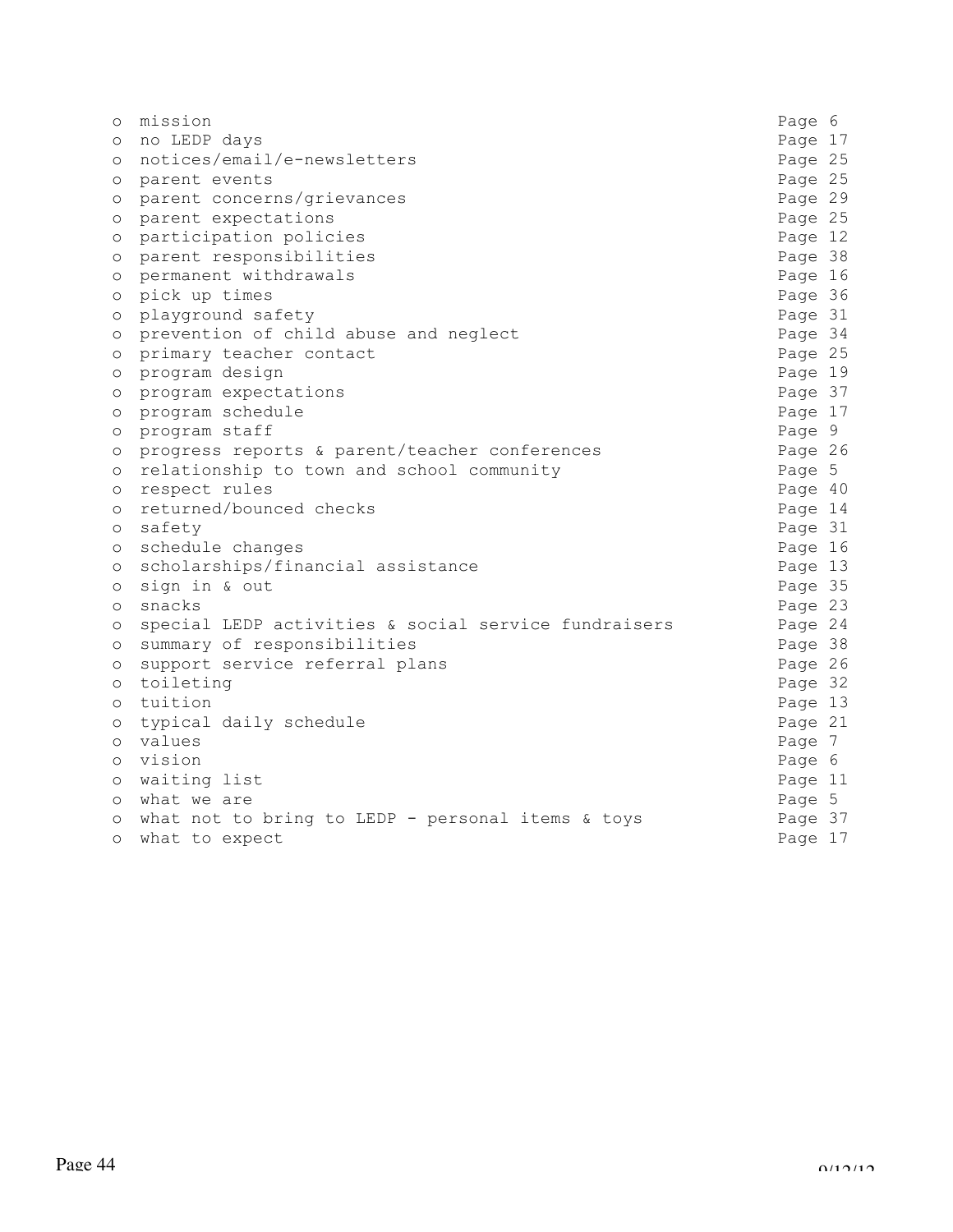- mission Page 6
- no LEDP days Page 17
- notices/email/e-newsletters Page 25
- parent events Page 25
- parent concerns/grievances Page 29
- parent expectations Page 25
- participation policies Page 12
- parent responsibilities Page 38
- permanent withdrawals Page 16
- pick up times Page 36
- playground safety Page 31
- prevention of child abuse and neglect Page 34
- primary teacher contact Page 25
- program design Page 19
- program expectations Page 37
- program schedule Page 17
- program staff Page 9
- progress reports & parent/teacher conferences Page 26
- relationship to town and school community Page 5
- respect rules Page 40
- returned/bounced checks Page 14
- safety Page 31
- schedule changes Page 16
- scholarships/financial assistance Page 13
- sign in & out Page 35
- snacks Page 23
- special LEDP activities & social service fundraisers Page 24
- summary of responsibilities Page 38
- support service referral plans Page 26
- toileting Page 32
- tuition Page 13
- typical daily schedule Page 21
- values Page 7
- vision Page 6
- waiting list Page 11
- what we are Page 5
- what not to bring to LEDP - personal items & toys Page 37
- what to expect Page 17